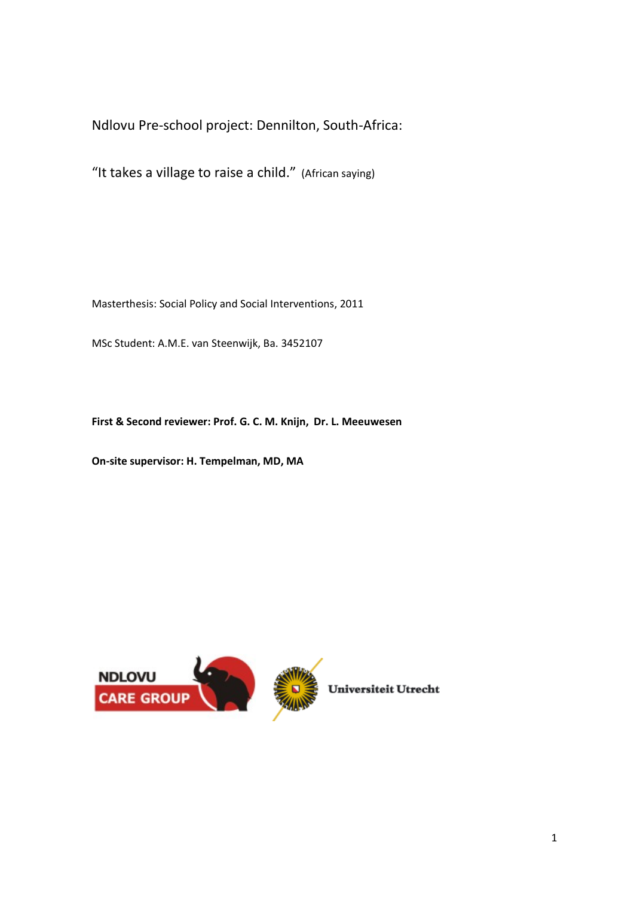Ndlovu Pre-school project: Dennilton, South-Africa:

“It takes a village to raise a child.” (African saying)

Masterthesis: Social Policy and Social Interventions, 2011

MSc Student: A.M.E. van Steenwijk, Ba. 3452107

**First & Second reviewer: Prof. G. C. M. Knijn, Dr. L. Meeuwesen**

**On-site supervisor: H. Tempelman, MD, MA**

NDLOVU CARE GROUP

Universiteit Utrecht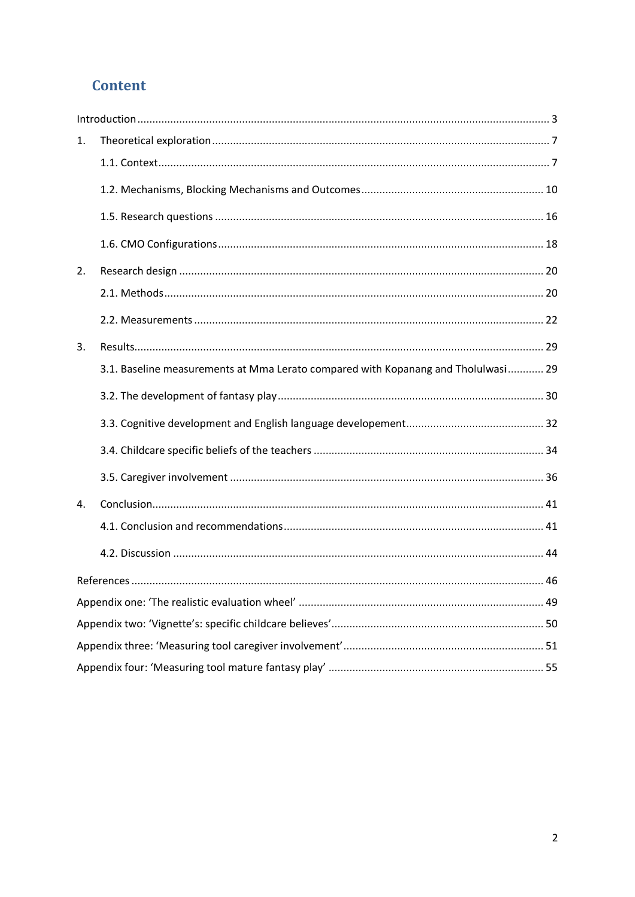# Content

Introduction ........................................................................................................................ 3

1. Theoretical exploration ................................................................................................ 7
   - 1.1. Context ................................................................................................................ 7
   - 1.2. Mechanisms, Blocking Mechanisms and Outcomes ............................................. 10
   - 1.5. Research questions ............................................................................................. 16
   - 1.6. CMO Configurations ........................................................................................... 18
2. Research design ........................................................................................................... 20
   - 2.1. Methods .............................................................................................................. 20
   - 2.2. Measurements ..................................................................................................... 22
3. Results......................................................................................................................... 29
   - 3.1. Baseline measurements at Mma Lerato compared with Kopanang and Tholulwasi ............ 29
   - 3.2. The development of fantasy play ........................................................................ 30
   - 3.3. Cognitive development and English language developement ............................. 32
   - 3.4. Childcare specific beliefs of the teachers ............................................................ 34
   - 3.5. Caregiver involvement ........................................................................................ 36
4. Conclusion.................................................................................................................. 41
   - 4.1. Conclusion and recommendations ...................................................................... 41
   - 4.2. Discussion .......................................................................................................... 44

References ......................................................................................................................... 46

Appendix one: 'The realistic evaluation wheel' ................................................................. 49

Appendix two: 'Vignette's: specific childcare believes' ...................................................... 50

Appendix three: 'Measuring tool caregiver involvement' .................................................. 51

Appendix four: 'Measuring tool mature fantasy play' ....................................................... 55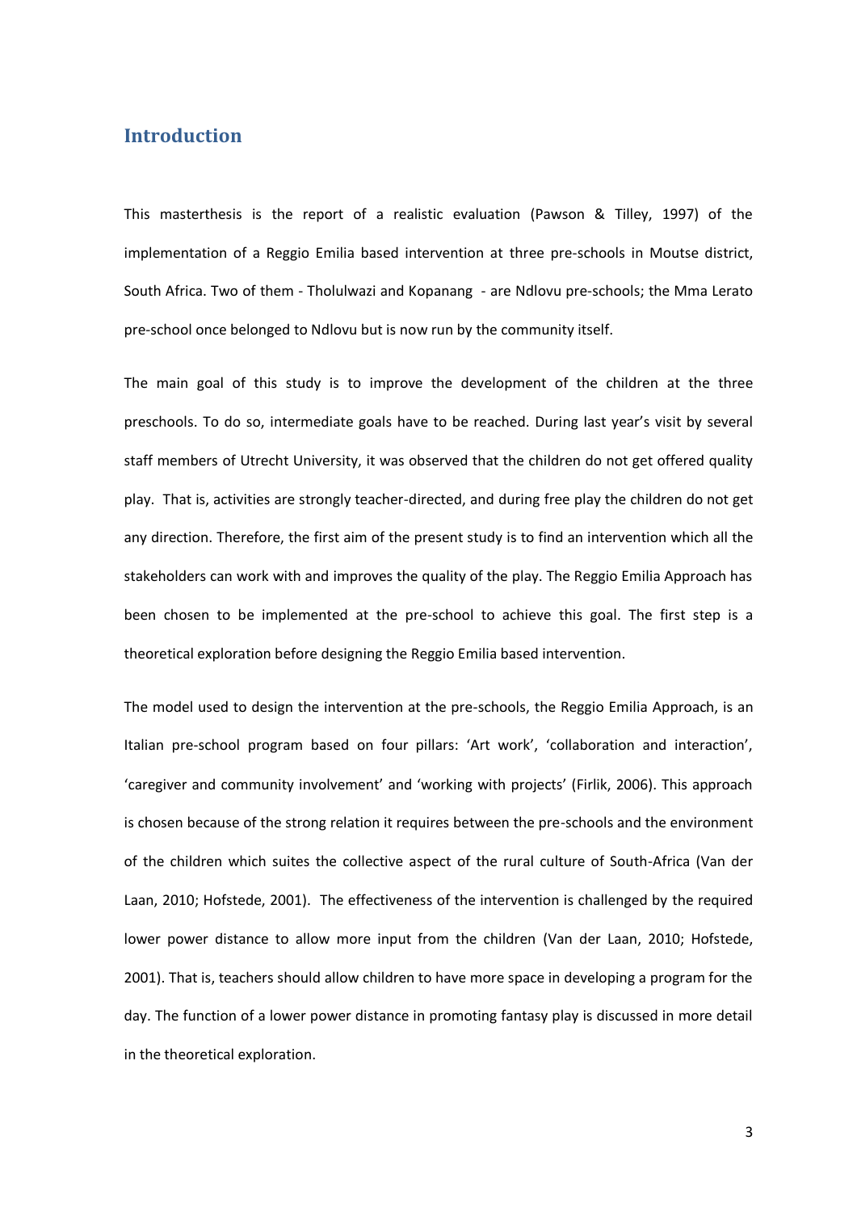# Introduction

This masterthesis is the report of a realistic evaluation (Pawson & Tilley, 1997) of the implementation of a Reggio Emilia based intervention at three pre-schools in Moutse district, South Africa. Two of them - Tholulwazi and Kopanang - are Ndlovu pre-schools; the Mma Lerato pre-school once belonged to Ndlovu but is now run by the community itself.

The main goal of this study is to improve the development of the children at the three preschools. To do so, intermediate goals have to be reached. During last year's visit by several staff members of Utrecht University, it was observed that the children do not get offered quality play. That is, activities are strongly teacher-directed, and during free play the children do not get any direction. Therefore, the first aim of the present study is to find an intervention which all the stakeholders can work with and improves the quality of the play. The Reggio Emilia Approach has been chosen to be implemented at the pre-school to achieve this goal. The first step is a theoretical exploration before designing the Reggio Emilia based intervention.

The model used to design the intervention at the pre-schools, the Reggio Emilia Approach, is an Italian pre-school program based on four pillars: 'Art work', 'collaboration and interaction', 'caregiver and community involvement' and 'working with projects' (Firlik, 2006). This approach is chosen because of the strong relation it requires between the pre-schools and the environment of the children which suites the collective aspect of the rural culture of South-Africa (Van der Laan, 2010; Hofstede, 2001). The effectiveness of the intervention is challenged by the required lower power distance to allow more input from the children (Van der Laan, 2010; Hofstede, 2001). That is, teachers should allow children to have more space in developing a program for the day. The function of a lower power distance in promoting fantasy play is discussed in more detail in the theoretical exploration.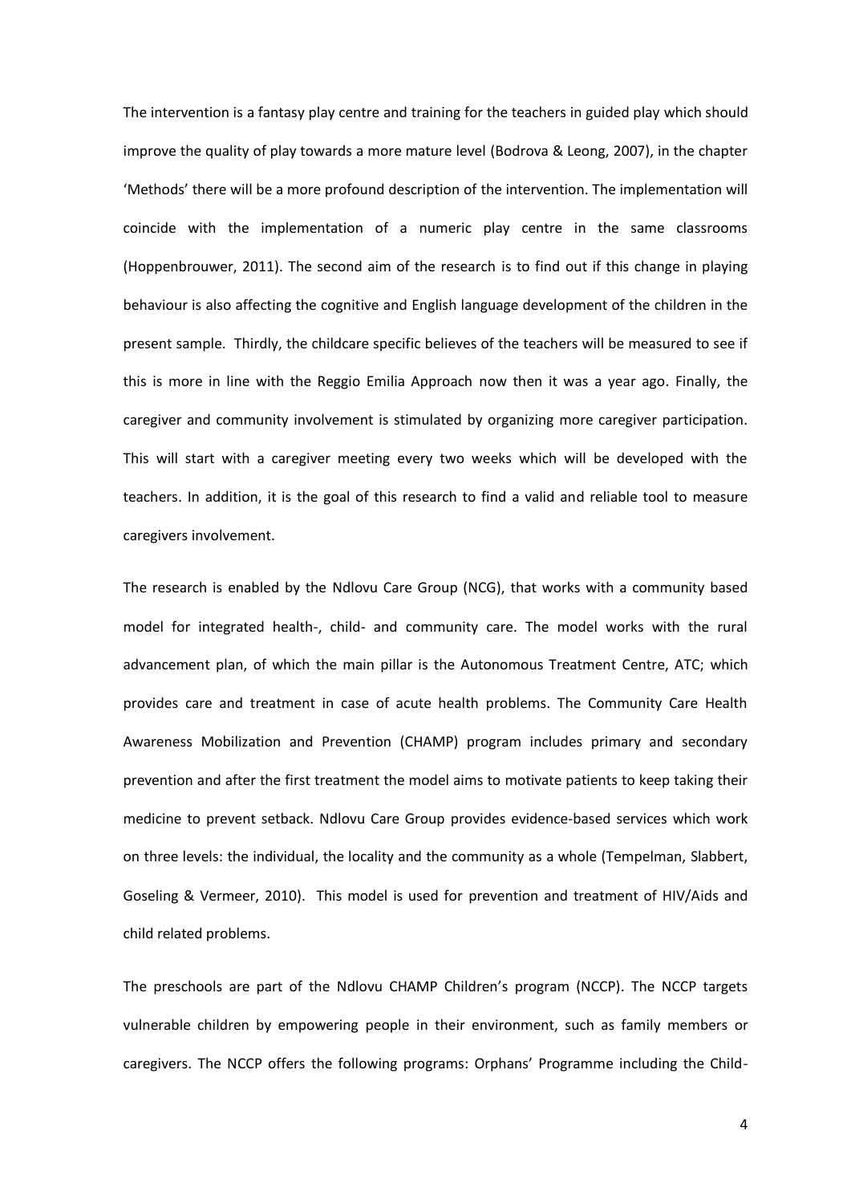The intervention is a fantasy play centre and training for the teachers in guided play which should improve the quality of play towards a more mature level (Bodrova & Leong, 2007), in the chapter 'Methods' there will be a more profound description of the intervention. The implementation will coincide with the implementation of a numeric play centre in the same classrooms (Hoppenbrouwer, 2011). The second aim of the research is to find out if this change in playing behaviour is also affecting the cognitive and English language development of the children in the present sample. Thirdly, the childcare specific believes of the teachers will be measured to see if this is more in line with the Reggio Emilia Approach now then it was a year ago. Finally, the caregiver and community involvement is stimulated by organizing more caregiver participation. This will start with a caregiver meeting every two weeks which will be developed with the teachers. In addition, it is the goal of this research to find a valid and reliable tool to measure caregivers involvement.

The research is enabled by the Ndlovu Care Group (NCG), that works with a community based model for integrated health-, child- and community care. The model works with the rural advancement plan, of which the main pillar is the Autonomous Treatment Centre, ATC; which provides care and treatment in case of acute health problems. The Community Care Health Awareness Mobilization and Prevention (CHAMP) program includes primary and secondary prevention and after the first treatment the model aims to motivate patients to keep taking their medicine to prevent setback. Ndlovu Care Group provides evidence-based services which work on three levels: the individual, the locality and the community as a whole (Tempelman, Slabbert, Goseling & Vermeer, 2010). This model is used for prevention and treatment of HIV/Aids and child related problems.

The preschools are part of the Ndlovu CHAMP Children's program (NCCP). The NCCP targets vulnerable children by empowering people in their environment, such as family members or caregivers. The NCCP offers the following programs: Orphans' Programme including the Child-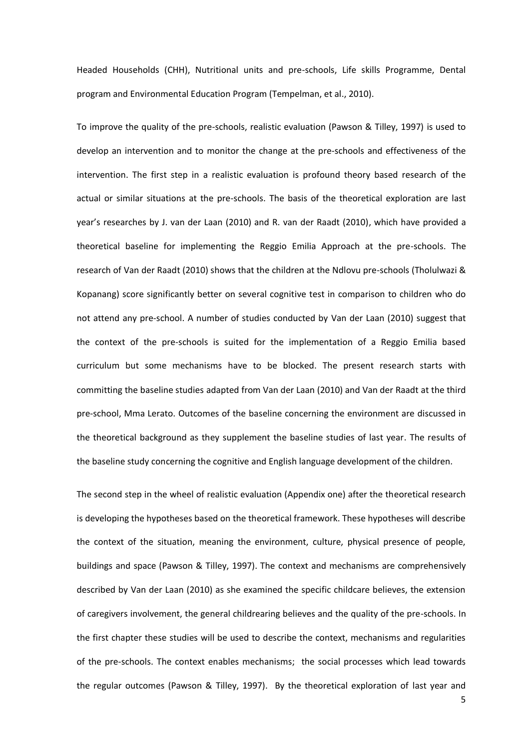Headed Households (CHH), Nutritional units and pre-schools, Life skills Programme, Dental program and Environmental Education Program (Tempelman, et al., 2010).

To improve the quality of the pre-schools, realistic evaluation (Pawson & Tilley, 1997) is used to develop an intervention and to monitor the change at the pre-schools and effectiveness of the intervention. The first step in a realistic evaluation is profound theory based research of the actual or similar situations at the pre-schools. The basis of the theoretical exploration are last year's researches by J. van der Laan (2010) and R. van der Raadt (2010), which have provided a theoretical baseline for implementing the Reggio Emilia Approach at the pre-schools. The research of Van der Raadt (2010) shows that the children at the Ndlovu pre-schools (Tholulwazi & Kopanang) score significantly better on several cognitive test in comparison to children who do not attend any pre-school. A number of studies conducted by Van der Laan (2010) suggest that the context of the pre-schools is suited for the implementation of a Reggio Emilia based curriculum but some mechanisms have to be blocked. The present research starts with committing the baseline studies adapted from Van der Laan (2010) and Van der Raadt at the third pre-school, Mma Lerato. Outcomes of the baseline concerning the environment are discussed in the theoretical background as they supplement the baseline studies of last year. The results of the baseline study concerning the cognitive and English language development of the children.

The second step in the wheel of realistic evaluation (Appendix one) after the theoretical research is developing the hypotheses based on the theoretical framework. These hypotheses will describe the context of the situation, meaning the environment, culture, physical presence of people, buildings and space (Pawson & Tilley, 1997). The context and mechanisms are comprehensively described by Van der Laan (2010) as she examined the specific childcare believes, the extension of caregivers involvement, the general childrearing believes and the quality of the pre-schools. In the first chapter these studies will be used to describe the context, mechanisms and regularities of the pre-schools. The context enables mechanisms; the social processes which lead towards the regular outcomes (Pawson & Tilley, 1997). By the theoretical exploration of last year and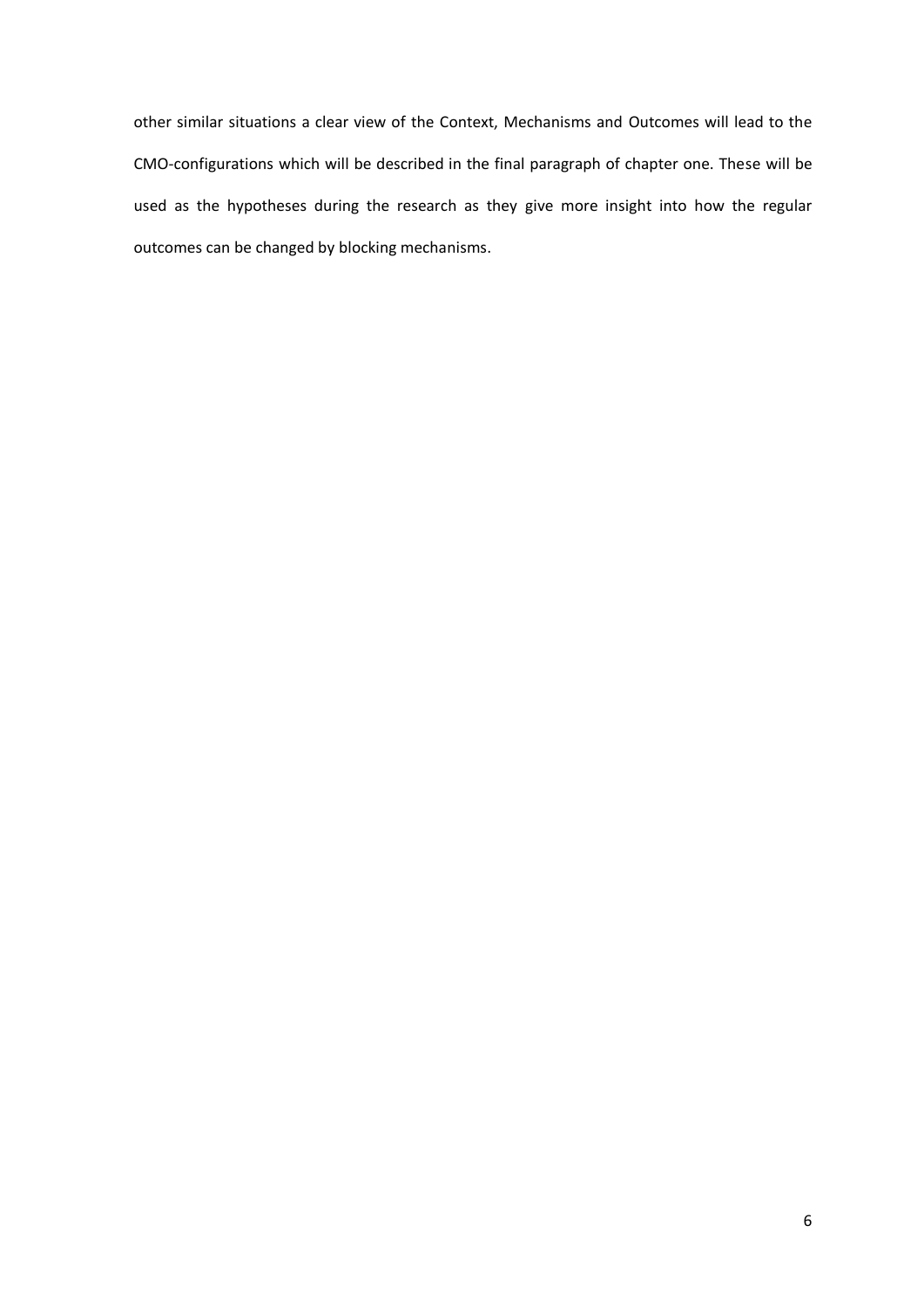other similar situations a clear view of the Context, Mechanisms and Outcomes will lead to the CMO-configurations which will be described in the final paragraph of chapter one. These will be used as the hypotheses during the research as they give more insight into how the regular outcomes can be changed by blocking mechanisms.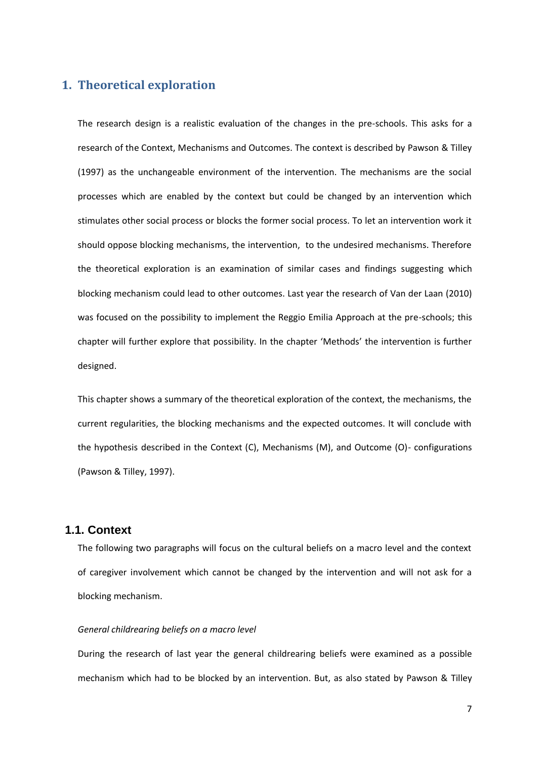# 1. Theoretical exploration

The research design is a realistic evaluation of the changes in the pre-schools. This asks for a research of the Context, Mechanisms and Outcomes. The context is described by Pawson & Tilley (1997) as the unchangeable environment of the intervention. The mechanisms are the social processes which are enabled by the context but could be changed by an intervention which stimulates other social process or blocks the former social process. To let an intervention work it should oppose blocking mechanisms, the intervention, to the undesired mechanisms. Therefore the theoretical exploration is an examination of similar cases and findings suggesting which blocking mechanism could lead to other outcomes. Last year the research of Van der Laan (2010) was focused on the possibility to implement the Reggio Emilia Approach at the pre-schools; this chapter will further explore that possibility. In the chapter 'Methods' the intervention is further designed.

This chapter shows a summary of the theoretical exploration of the context, the mechanisms, the current regularities, the blocking mechanisms and the expected outcomes. It will conclude with the hypothesis described in the Context (C), Mechanisms (M), and Outcome (O)- configurations (Pawson & Tilley, 1997).

## 1.1. Context

The following two paragraphs will focus on the cultural beliefs on a macro level and the context of caregiver involvement which cannot be changed by the intervention and will not ask for a blocking mechanism.

*General childrearing beliefs on a macro level*

During the research of last year the general childrearing beliefs were examined as a possible mechanism which had to be blocked by an intervention. But, as also stated by Pawson & Tilley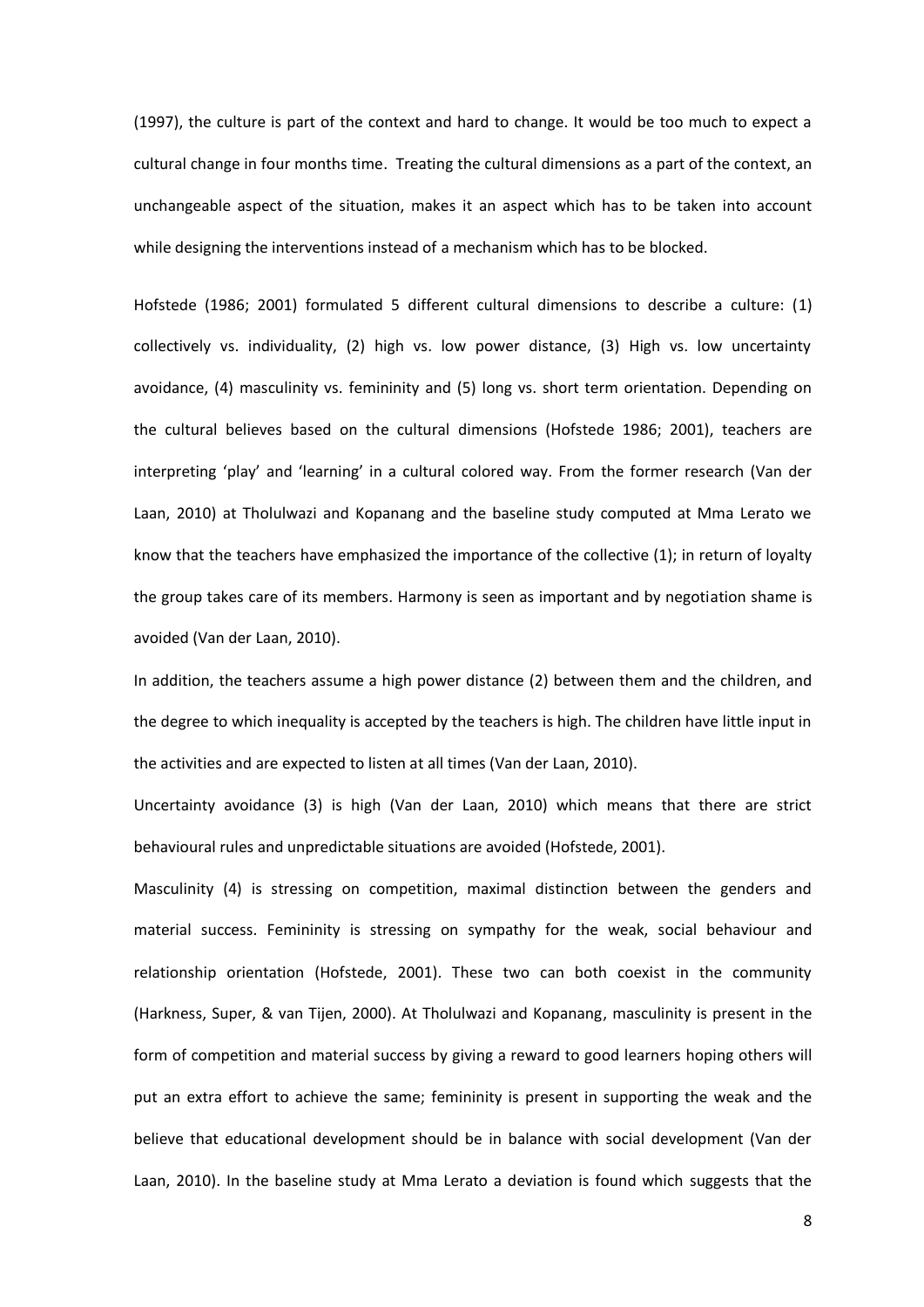(1997), the culture is part of the context and hard to change. It would be too much to expect a cultural change in four months time. Treating the cultural dimensions as a part of the context, an unchangeable aspect of the situation, makes it an aspect which has to be taken into account while designing the interventions instead of a mechanism which has to be blocked.

Hofstede (1986; 2001) formulated 5 different cultural dimensions to describe a culture: (1) collectively vs. individuality, (2) high vs. low power distance, (3) High vs. low uncertainty avoidance, (4) masculinity vs. femininity and (5) long vs. short term orientation. Depending on the cultural believes based on the cultural dimensions (Hofstede 1986; 2001), teachers are interpreting 'play' and 'learning' in a cultural colored way. From the former research (Van der Laan, 2010) at Tholulwazi and Kopanang and the baseline study computed at Mma Lerato we know that the teachers have emphasized the importance of the collective (1); in return of loyalty the group takes care of its members. Harmony is seen as important and by negotiation shame is avoided (Van der Laan, 2010).

In addition, the teachers assume a high power distance (2) between them and the children, and the degree to which inequality is accepted by the teachers is high. The children have little input in the activities and are expected to listen at all times (Van der Laan, 2010).

Uncertainty avoidance (3) is high (Van der Laan, 2010) which means that there are strict behavioural rules and unpredictable situations are avoided (Hofstede, 2001).

Masculinity (4) is stressing on competition, maximal distinction between the genders and material success. Femininity is stressing on sympathy for the weak, social behaviour and relationship orientation (Hofstede, 2001). These two can both coexist in the community (Harkness, Super, & van Tijen, 2000). At Tholulwazi and Kopanang, masculinity is present in the form of competition and material success by giving a reward to good learners hoping others will put an extra effort to achieve the same; femininity is present in supporting the weak and the believe that educational development should be in balance with social development (Van der Laan, 2010). In the baseline study at Mma Lerato a deviation is found which suggests that the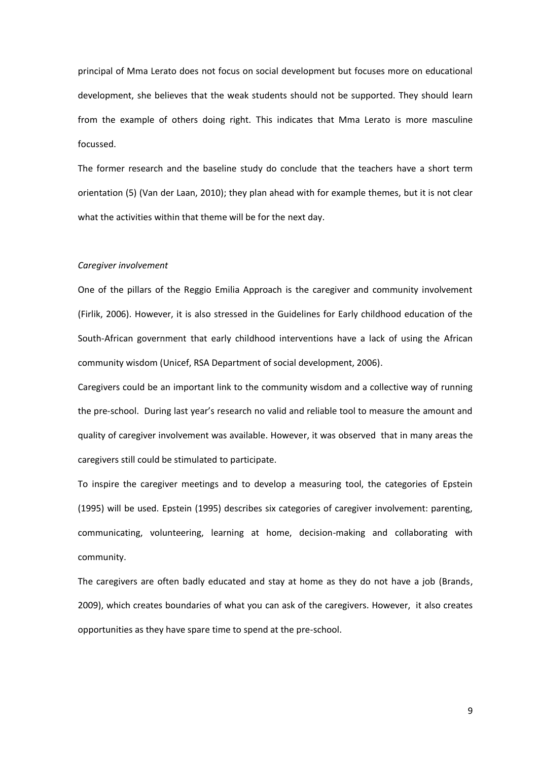principal of Mma Lerato does not focus on social development but focuses more on educational development, she believes that the weak students should not be supported. They should learn from the example of others doing right. This indicates that Mma Lerato is more masculine focussed.

The former research and the baseline study do conclude that the teachers have a short term orientation (5) (Van der Laan, 2010); they plan ahead with for example themes, but it is not clear what the activities within that theme will be for the next day.

*Caregiver involvement*

One of the pillars of the Reggio Emilia Approach is the caregiver and community involvement (Firlik, 2006). However, it is also stressed in the Guidelines for Early childhood education of the South-African government that early childhood interventions have a lack of using the African community wisdom (Unicef, RSA Department of social development, 2006).

Caregivers could be an important link to the community wisdom and a collective way of running the pre-school. During last year's research no valid and reliable tool to measure the amount and quality of caregiver involvement was available. However, it was observed that in many areas the caregivers still could be stimulated to participate.

To inspire the caregiver meetings and to develop a measuring tool, the categories of Epstein (1995) will be used. Epstein (1995) describes six categories of caregiver involvement: parenting, communicating, volunteering, learning at home, decision-making and collaborating with community.

The caregivers are often badly educated and stay at home as they do not have a job (Brands, 2009), which creates boundaries of what you can ask of the caregivers. However, it also creates opportunities as they have spare time to spend at the pre-school.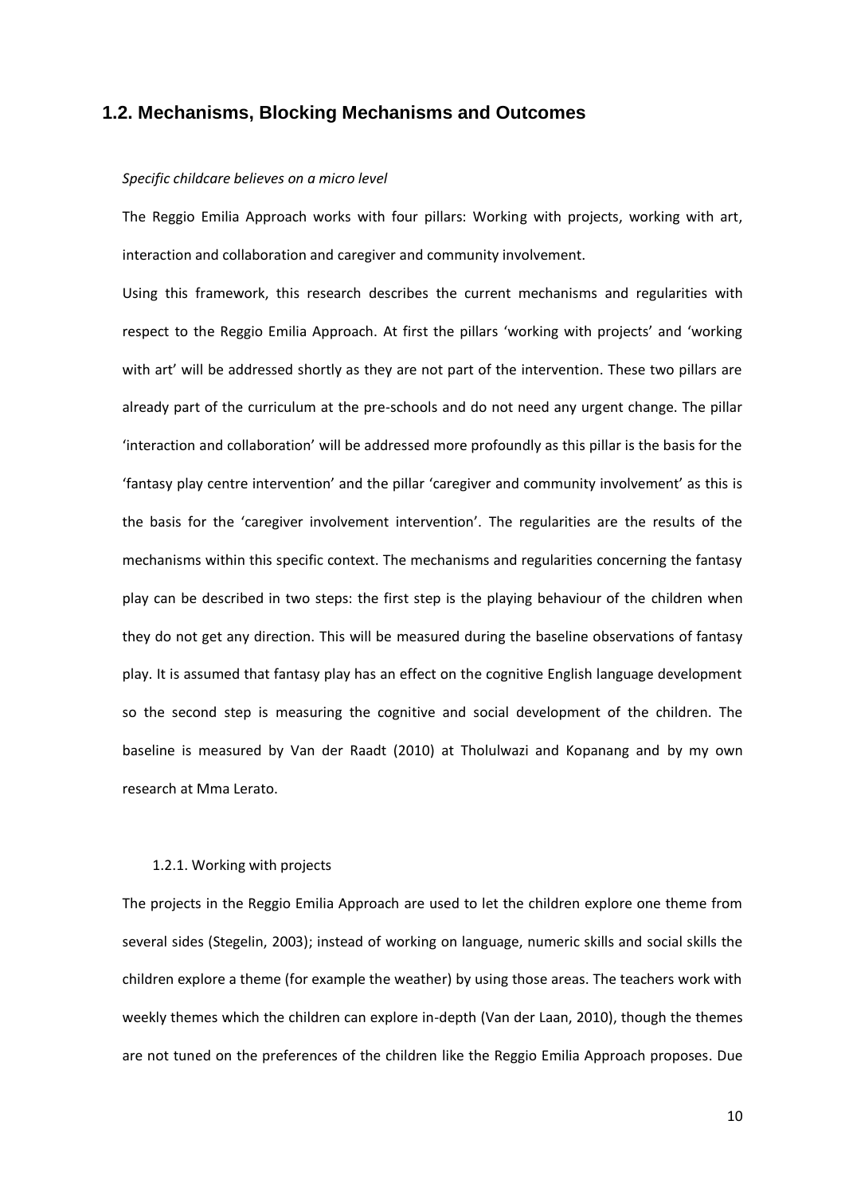## 1.2. Mechanisms, Blocking Mechanisms and Outcomes

*Specific childcare believes on a micro level*

The Reggio Emilia Approach works with four pillars: Working with projects, working with art, interaction and collaboration and caregiver and community involvement.

Using this framework, this research describes the current mechanisms and regularities with respect to the Reggio Emilia Approach. At first the pillars 'working with projects' and 'working with art' will be addressed shortly as they are not part of the intervention. These two pillars are already part of the curriculum at the pre-schools and do not need any urgent change. The pillar 'interaction and collaboration' will be addressed more profoundly as this pillar is the basis for the 'fantasy play centre intervention' and the pillar 'caregiver and community involvement' as this is the basis for the 'caregiver involvement intervention'. The regularities are the results of the mechanisms within this specific context. The mechanisms and regularities concerning the fantasy play can be described in two steps: the first step is the playing behaviour of the children when they do not get any direction. This will be measured during the baseline observations of fantasy play. It is assumed that fantasy play has an effect on the cognitive English language development so the second step is measuring the cognitive and social development of the children. The baseline is measured by Van der Raadt (2010) at Tholulwazi and Kopanang and by my own research at Mma Lerato.

### 1.2.1. Working with projects

The projects in the Reggio Emilia Approach are used to let the children explore one theme from several sides (Stegelin, 2003); instead of working on language, numeric skills and social skills the children explore a theme (for example the weather) by using those areas. The teachers work with weekly themes which the children can explore in-depth (Van der Laan, 2010), though the themes are not tuned on the preferences of the children like the Reggio Emilia Approach proposes. Due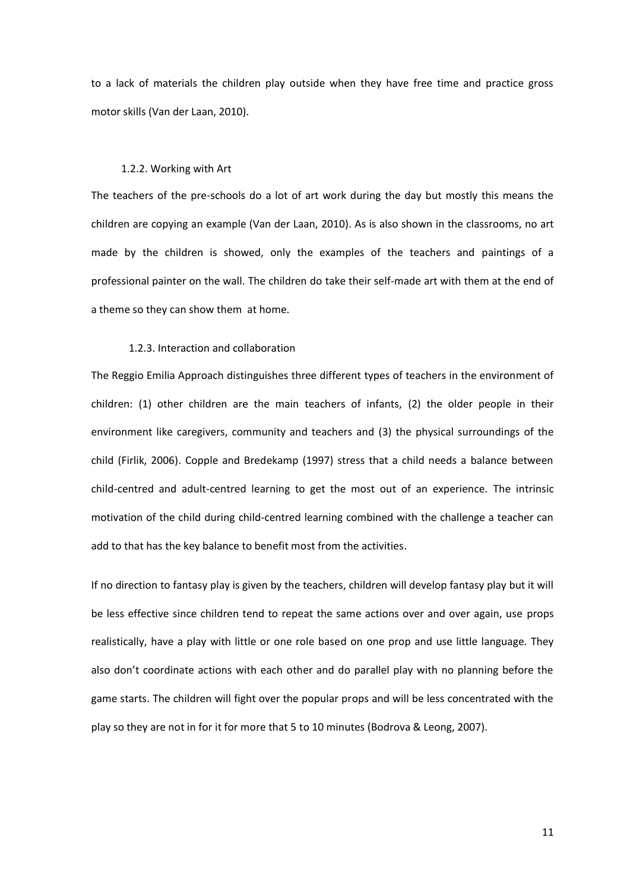to a lack of materials the children play outside when they have free time and practice gross motor skills (Van der Laan, 2010).

### 1.2.2. Working with Art

The teachers of the pre-schools do a lot of art work during the day but mostly this means the children are copying an example (Van der Laan, 2010). As is also shown in the classrooms, no art made by the children is showed, only the examples of the teachers and paintings of a professional painter on the wall. The children do take their self-made art with them at the end of a theme so they can show them at home.

### 1.2.3. Interaction and collaboration

The Reggio Emilia Approach distinguishes three different types of teachers in the environment of children: (1) other children are the main teachers of infants, (2) the older people in their environment like caregivers, community and teachers and (3) the physical surroundings of the child (Firlik, 2006). Copple and Bredekamp (1997) stress that a child needs a balance between child-centred and adult-centred learning to get the most out of an experience. The intrinsic motivation of the child during child-centred learning combined with the challenge a teacher can add to that has the key balance to benefit most from the activities.

If no direction to fantasy play is given by the teachers, children will develop fantasy play but it will be less effective since children tend to repeat the same actions over and over again, use props realistically, have a play with little or one role based on one prop and use little language. They also don't coordinate actions with each other and do parallel play with no planning before the game starts. The children will fight over the popular props and will be less concentrated with the play so they are not in for it for more that 5 to 10 minutes (Bodrova & Leong, 2007).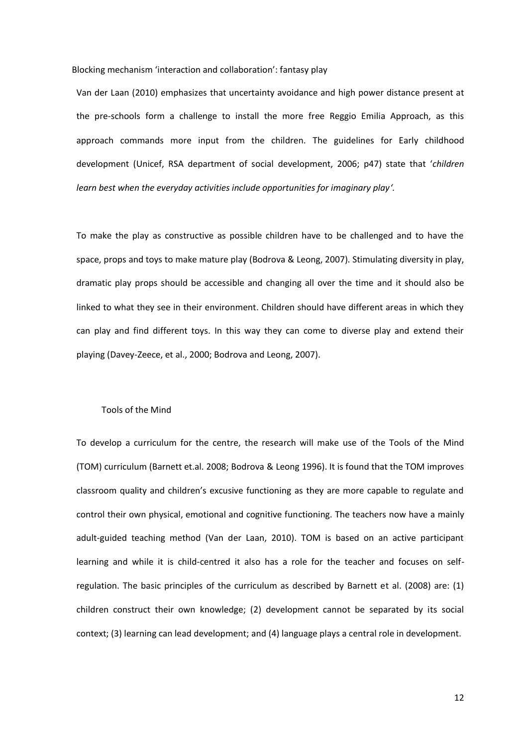### Blocking mechanism 'interaction and collaboration': fantasy play

Van der Laan (2010) emphasizes that uncertainty avoidance and high power distance present at the pre-schools form a challenge to install the more free Reggio Emilia Approach, as this approach commands more input from the children. The guidelines for Early childhood development (Unicef, RSA department of social development, 2006; p47) state that '*children learn best when the everyday activities include opportunities for imaginary play'.*

To make the play as constructive as possible children have to be challenged and to have the space, props and toys to make mature play (Bodrova & Leong, 2007). Stimulating diversity in play, dramatic play props should be accessible and changing all over the time and it should also be linked to what they see in their environment. Children should have different areas in which they can play and find different toys. In this way they can come to diverse play and extend their playing (Davey-Zeece, et al., 2000; Bodrova and Leong, 2007).

#### Tools of the Mind

To develop a curriculum for the centre, the research will make use of the Tools of the Mind (TOM) curriculum (Barnett et.al. 2008; Bodrova & Leong 1996). It is found that the TOM improves classroom quality and children's excusive functioning as they are more capable to regulate and control their own physical, emotional and cognitive functioning. The teachers now have a mainly adult-guided teaching method (Van der Laan, 2010). TOM is based on an active participant learning and while it is child-centred it also has a role for the teacher and focuses on self-regulation. The basic principles of the curriculum as described by Barnett et al. (2008) are: (1) children construct their own knowledge; (2) development cannot be separated by its social context; (3) learning can lead development; and (4) language plays a central role in development.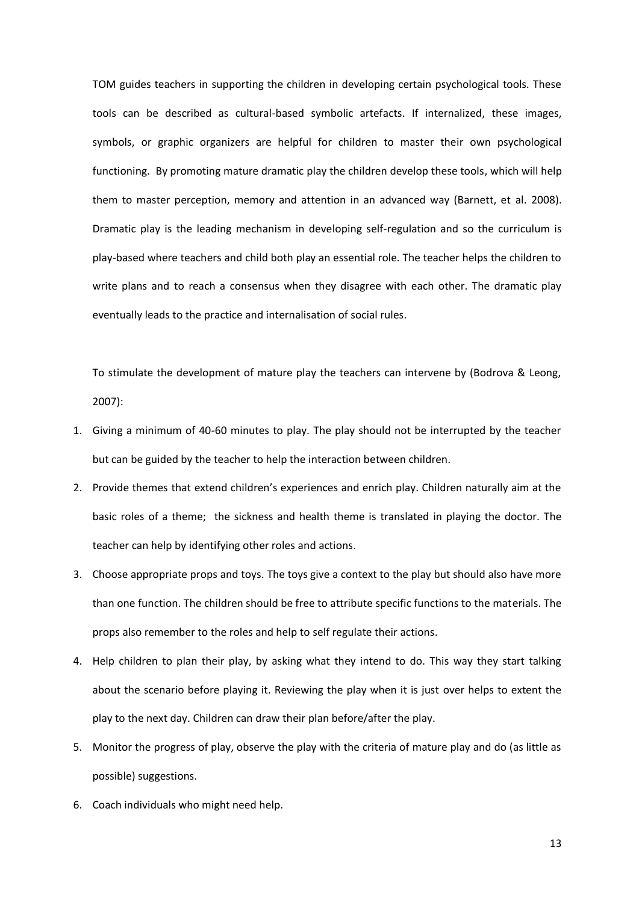TOM guides teachers in supporting the children in developing certain psychological tools. These tools can be described as cultural-based symbolic artefacts. If internalized, these images, symbols, or graphic organizers are helpful for children to master their own psychological functioning. By promoting mature dramatic play the children develop these tools, which will help them to master perception, memory and attention in an advanced way (Barnett, et al. 2008). Dramatic play is the leading mechanism in developing self-regulation and so the curriculum is play-based where teachers and child both play an essential role. The teacher helps the children to write plans and to reach a consensus when they disagree with each other. The dramatic play eventually leads to the practice and internalisation of social rules.

To stimulate the development of mature play the teachers can intervene by (Bodrova & Leong, 2007):

1. Giving a minimum of 40-60 minutes to play. The play should not be interrupted by the teacher but can be guided by the teacher to help the interaction between children.
2. Provide themes that extend children's experiences and enrich play. Children naturally aim at the basic roles of a theme; the sickness and health theme is translated in playing the doctor. The teacher can help by identifying other roles and actions.
3. Choose appropriate props and toys. The toys give a context to the play but should also have more than one function. The children should be free to attribute specific functions to the materials. The props also remember to the roles and help to self regulate their actions.
4. Help children to plan their play, by asking what they intend to do. This way they start talking about the scenario before playing it. Reviewing the play when it is just over helps to extent the play to the next day. Children can draw their plan before/after the play.
5. Monitor the progress of play, observe the play with the criteria of mature play and do (as little as possible) suggestions.
6. Coach individuals who might need help.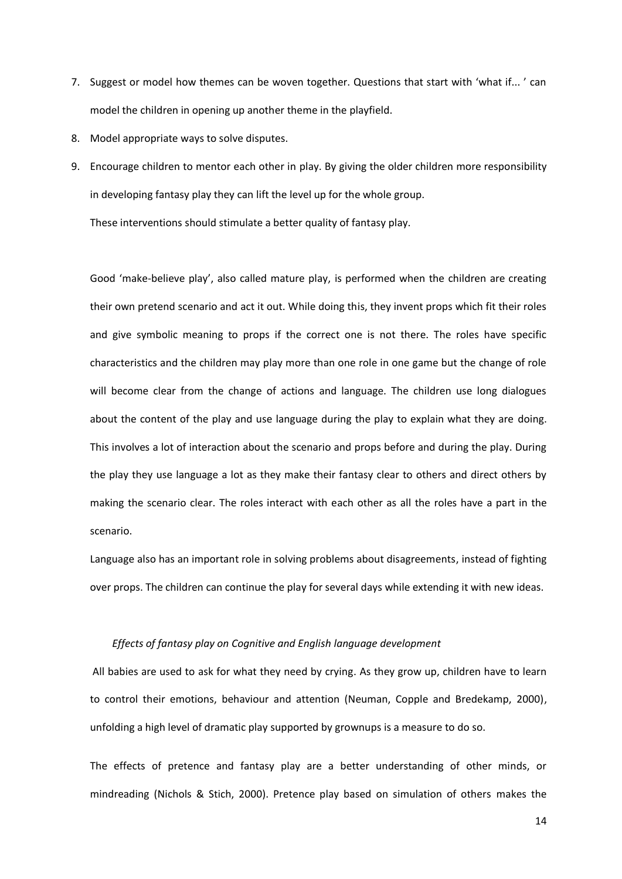7. Suggest or model how themes can be woven together. Questions that start with 'what if... ' can model the children in opening up another theme in the playfield.
8. Model appropriate ways to solve disputes.
9. Encourage children to mentor each other in play. By giving the older children more responsibility in developing fantasy play they can lift the level up for the whole group.

   These interventions should stimulate a better quality of fantasy play.

Good 'make-believe play', also called mature play, is performed when the children are creating their own pretend scenario and act it out. While doing this, they invent props which fit their roles and give symbolic meaning to props if the correct one is not there. The roles have specific characteristics and the children may play more than one role in one game but the change of role will become clear from the change of actions and language. The children use long dialogues about the content of the play and use language during the play to explain what they are doing. This involves a lot of interaction about the scenario and props before and during the play. During the play they use language a lot as they make their fantasy clear to others and direct others by making the scenario clear. The roles interact with each other as all the roles have a part in the scenario.

Language also has an important role in solving problems about disagreements, instead of fighting over props. The children can continue the play for several days while extending it with new ideas.

*Effects of fantasy play on Cognitive and English language development*

All babies are used to ask for what they need by crying. As they grow up, children have to learn to control their emotions, behaviour and attention (Neuman, Copple and Bredekamp, 2000), unfolding a high level of dramatic play supported by grownups is a measure to do so.

The effects of pretence and fantasy play are a better understanding of other minds, or mindreading (Nichols & Stich, 2000). Pretence play based on simulation of others makes the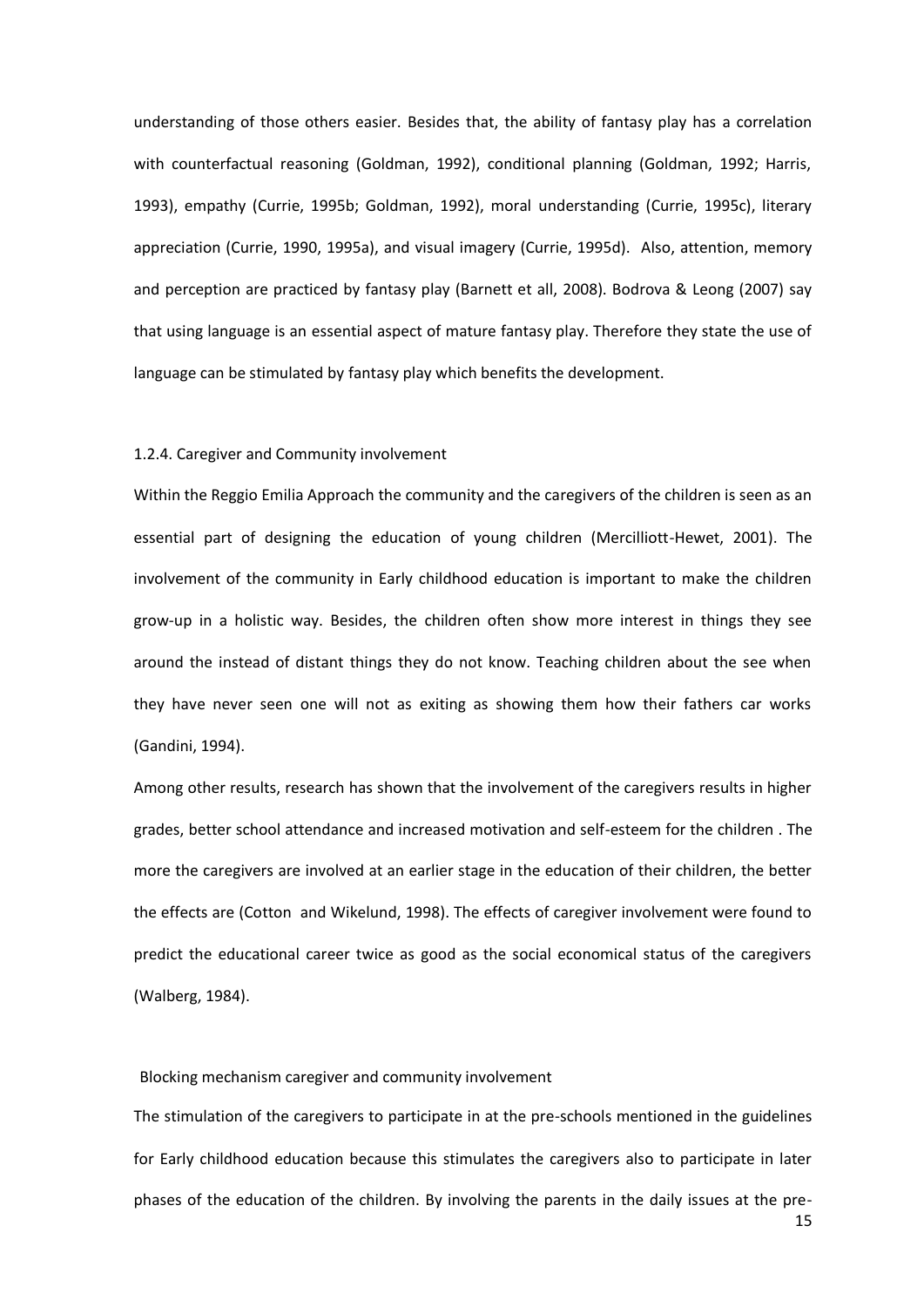understanding of those others easier. Besides that, the ability of fantasy play has a correlation with counterfactual reasoning (Goldman, 1992), conditional planning (Goldman, 1992; Harris, 1993), empathy (Currie, 1995b; Goldman, 1992), moral understanding (Currie, 1995c), literary appreciation (Currie, 1990, 1995a), and visual imagery (Currie, 1995d). Also, attention, memory and perception are practiced by fantasy play (Barnett et all, 2008). Bodrova & Leong (2007) say that using language is an essential aspect of mature fantasy play. Therefore they state the use of language can be stimulated by fantasy play which benefits the development.

### 1.2.4. Caregiver and Community involvement

Within the Reggio Emilia Approach the community and the caregivers of the children is seen as an essential part of designing the education of young children (Mercilliott-Hewet, 2001). The involvement of the community in Early childhood education is important to make the children grow-up in a holistic way. Besides, the children often show more interest in things they see around the instead of distant things they do not know. Teaching children about the see when they have never seen one will not as exiting as showing them how their fathers car works (Gandini, 1994).

Among other results, research has shown that the involvement of the caregivers results in higher grades, better school attendance and increased motivation and self-esteem for the children . The more the caregivers are involved at an earlier stage in the education of their children, the better the effects are (Cotton and Wikelund, 1998). The effects of caregiver involvement were found to predict the educational career twice as good as the social economical status of the caregivers (Walberg, 1984).

#### Blocking mechanism caregiver and community involvement

The stimulation of the caregivers to participate in at the pre-schools mentioned in the guidelines for Early childhood education because this stimulates the caregivers also to participate in later phases of the education of the children. By involving the parents in the daily issues at the pre-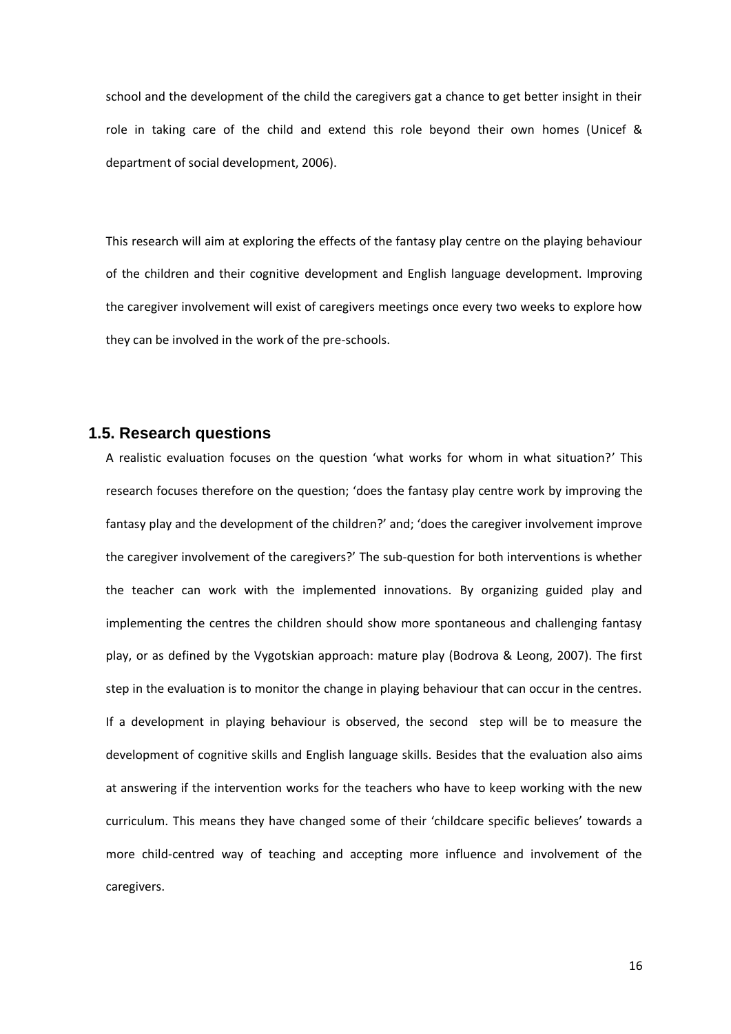school and the development of the child the caregivers gat a chance to get better insight in their role in taking care of the child and extend this role beyond their own homes (Unicef & department of social development, 2006).

This research will aim at exploring the effects of the fantasy play centre on the playing behaviour of the children and their cognitive development and English language development. Improving the caregiver involvement will exist of caregivers meetings once every two weeks to explore how they can be involved in the work of the pre-schools.

## 1.5. Research questions

A realistic evaluation focuses on the question 'what works for whom in what situation?' This research focuses therefore on the question; 'does the fantasy play centre work by improving the fantasy play and the development of the children?' and; 'does the caregiver involvement improve the caregiver involvement of the caregivers?' The sub-question for both interventions is whether the teacher can work with the implemented innovations. By organizing guided play and implementing the centres the children should show more spontaneous and challenging fantasy play, or as defined by the Vygotskian approach: mature play (Bodrova & Leong, 2007). The first step in the evaluation is to monitor the change in playing behaviour that can occur in the centres. If a development in playing behaviour is observed, the second step will be to measure the development of cognitive skills and English language skills. Besides that the evaluation also aims at answering if the intervention works for the teachers who have to keep working with the new curriculum. This means they have changed some of their 'childcare specific believes' towards a more child-centred way of teaching and accepting more influence and involvement of the caregivers.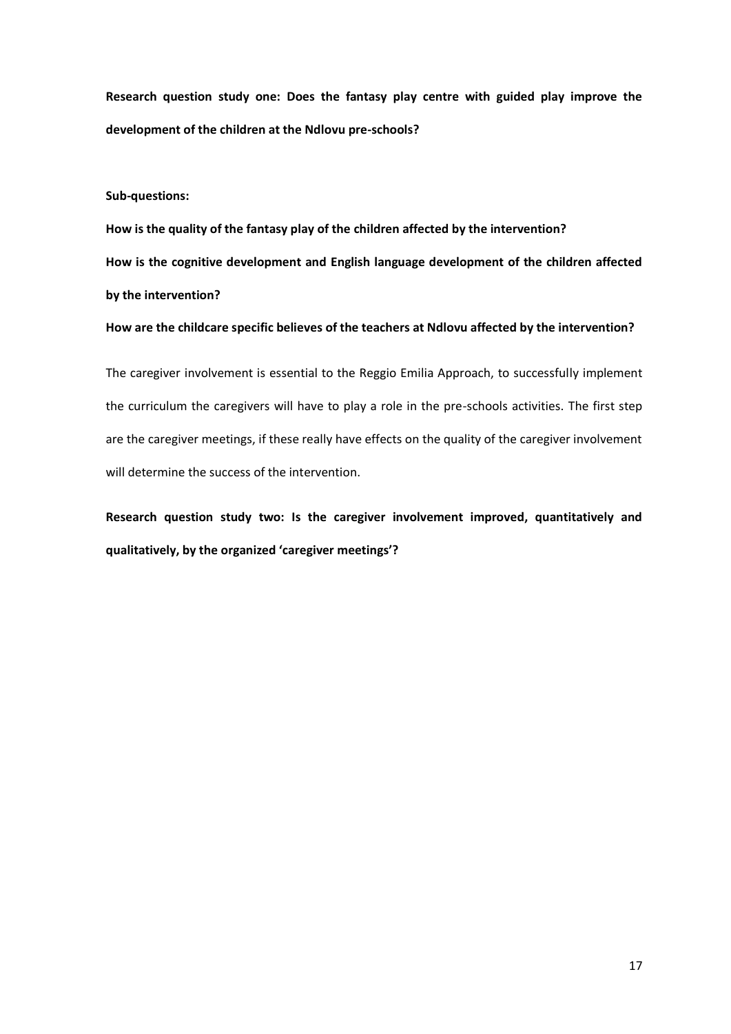**Research question study one: Does the fantasy play centre with guided play improve the development of the children at the Ndlovu pre-schools?**

**Sub-questions:**

**How is the quality of the fantasy play of the children affected by the intervention?**

**How is the cognitive development and English language development of the children affected by the intervention?**

**How are the childcare specific believes of the teachers at Ndlovu affected by the intervention?**

The caregiver involvement is essential to the Reggio Emilia Approach, to successfully implement the curriculum the caregivers will have to play a role in the pre-schools activities. The first step are the caregiver meetings, if these really have effects on the quality of the caregiver involvement will determine the success of the intervention.

**Research question study two: Is the caregiver involvement improved, quantitatively and qualitatively, by the organized 'caregiver meetings'?**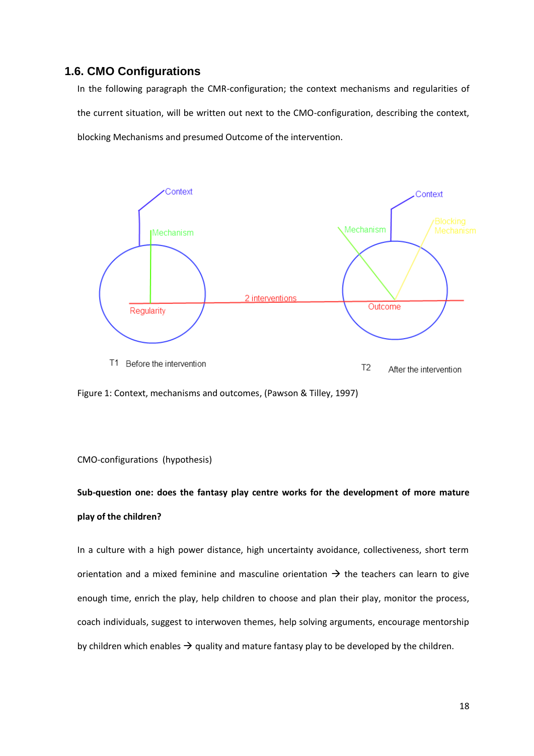## 1.6. CMO Configurations

In the following paragraph the CMR-configuration; the context mechanisms and regularities of the current situation, will be written out next to the CMO-configuration, describing the context, blocking Mechanisms and presumed Outcome of the intervention.

Context

Mechanism

Regularity

2 interventions

Context

Mechanism

Blocking Mechanism

Outcome

T1 Before the intervention

T2 After the intervention

Figure 1: Context, mechanisms and outcomes, (Pawson & Tilley, 1997)

CMO-configurations (hypothesis)

**Sub-question one: does the fantasy play centre works for the development of more mature play of the children?**

In a culture with a high power distance, high uncertainty avoidance, collectiveness, short term orientation and a mixed feminine and masculine orientation → the teachers can learn to give enough time, enrich the play, help children to choose and plan their play, monitor the process, coach individuals, suggest to interwoven themes, help solving arguments, encourage mentorship by children which enables → quality and mature fantasy play to be developed by the children.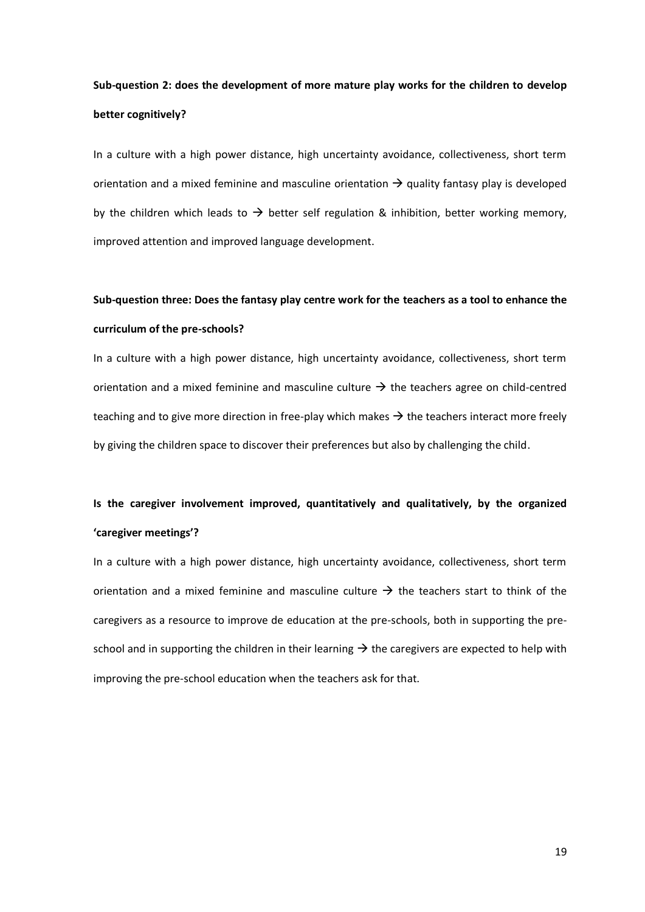**Sub-question 2: does the development of more mature play works for the children to develop better cognitively?**

In a culture with a high power distance, high uncertainty avoidance, collectiveness, short term orientation and a mixed feminine and masculine orientation → quality fantasy play is developed by the children which leads to → better self regulation & inhibition, better working memory, improved attention and improved language development.

**Sub-question three: Does the fantasy play centre work for the teachers as a tool to enhance the curriculum of the pre-schools?**

In a culture with a high power distance, high uncertainty avoidance, collectiveness, short term orientation and a mixed feminine and masculine culture → the teachers agree on child-centred teaching and to give more direction in free-play which makes → the teachers interact more freely by giving the children space to discover their preferences but also by challenging the child.

**Is the caregiver involvement improved, quantitatively and qualitatively, by the organized 'caregiver meetings'?**

In a culture with a high power distance, high uncertainty avoidance, collectiveness, short term orientation and a mixed feminine and masculine culture → the teachers start to think of the caregivers as a resource to improve de education at the pre-schools, both in supporting the pre-school and in supporting the children in their learning → the caregivers are expected to help with improving the pre-school education when the teachers ask for that.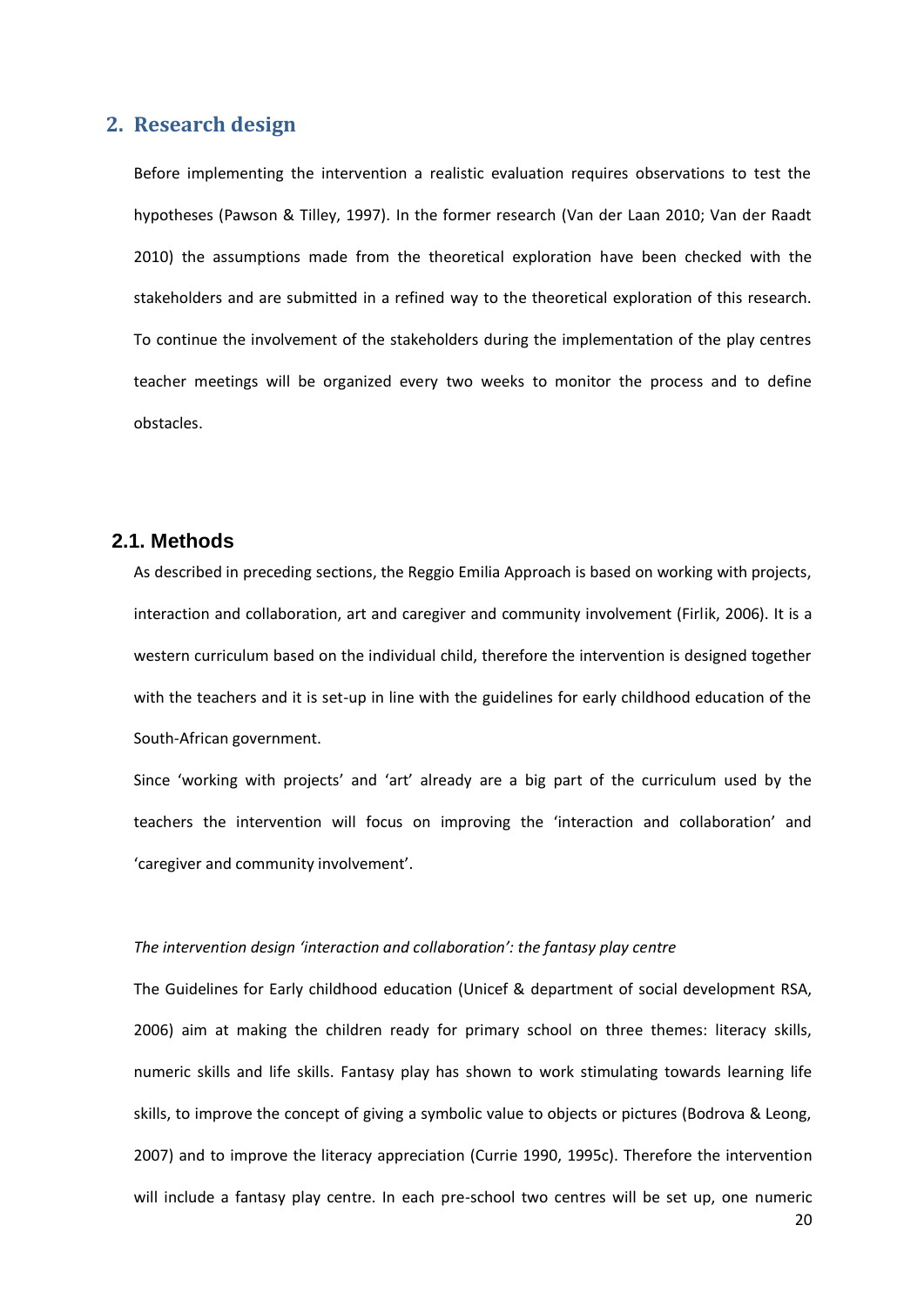## 2. Research design

Before implementing the intervention a realistic evaluation requires observations to test the hypotheses (Pawson & Tilley, 1997). In the former research (Van der Laan 2010; Van der Raadt 2010) the assumptions made from the theoretical exploration have been checked with the stakeholders and are submitted in a refined way to the theoretical exploration of this research. To continue the involvement of the stakeholders during the implementation of the play centres teacher meetings will be organized every two weeks to monitor the process and to define obstacles.

### 2.1. Methods

As described in preceding sections, the Reggio Emilia Approach is based on working with projects, interaction and collaboration, art and caregiver and community involvement (Firlik, 2006). It is a western curriculum based on the individual child, therefore the intervention is designed together with the teachers and it is set-up in line with the guidelines for early childhood education of the South-African government.

Since 'working with projects' and 'art' already are a big part of the curriculum used by the teachers the intervention will focus on improving the 'interaction and collaboration' and 'caregiver and community involvement'.

*The intervention design 'interaction and collaboration': the fantasy play centre*

The Guidelines for Early childhood education (Unicef & department of social development RSA, 2006) aim at making the children ready for primary school on three themes: literacy skills, numeric skills and life skills. Fantasy play has shown to work stimulating towards learning life skills, to improve the concept of giving a symbolic value to objects or pictures (Bodrova & Leong, 2007) and to improve the literacy appreciation (Currie 1990, 1995c). Therefore the intervention will include a fantasy play centre. In each pre-school two centres will be set up, one numeric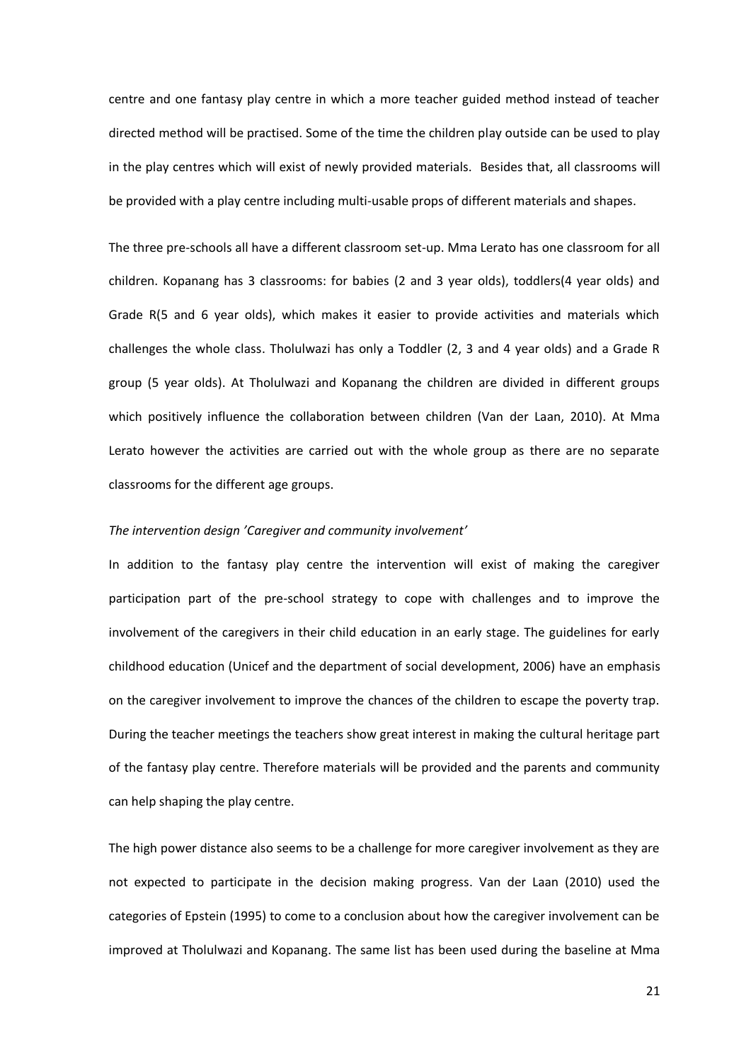centre and one fantasy play centre in which a more teacher guided method instead of teacher directed method will be practised. Some of the time the children play outside can be used to play in the play centres which will exist of newly provided materials. Besides that, all classrooms will be provided with a play centre including multi-usable props of different materials and shapes.

The three pre-schools all have a different classroom set-up. Mma Lerato has one classroom for all children. Kopanang has 3 classrooms: for babies (2 and 3 year olds), toddlers(4 year olds) and Grade R(5 and 6 year olds), which makes it easier to provide activities and materials which challenges the whole class. Tholulwazi has only a Toddler (2, 3 and 4 year olds) and a Grade R group (5 year olds). At Tholulwazi and Kopanang the children are divided in different groups which positively influence the collaboration between children (Van der Laan, 2010). At Mma Lerato however the activities are carried out with the whole group as there are no separate classrooms for the different age groups.

*The intervention design 'Caregiver and community involvement'*

In addition to the fantasy play centre the intervention will exist of making the caregiver participation part of the pre-school strategy to cope with challenges and to improve the involvement of the caregivers in their child education in an early stage. The guidelines for early childhood education (Unicef and the department of social development, 2006) have an emphasis on the caregiver involvement to improve the chances of the children to escape the poverty trap. During the teacher meetings the teachers show great interest in making the cultural heritage part of the fantasy play centre. Therefore materials will be provided and the parents and community can help shaping the play centre.

The high power distance also seems to be a challenge for more caregiver involvement as they are not expected to participate in the decision making progress. Van der Laan (2010) used the categories of Epstein (1995) to come to a conclusion about how the caregiver involvement can be improved at Tholulwazi and Kopanang. The same list has been used during the baseline at Mma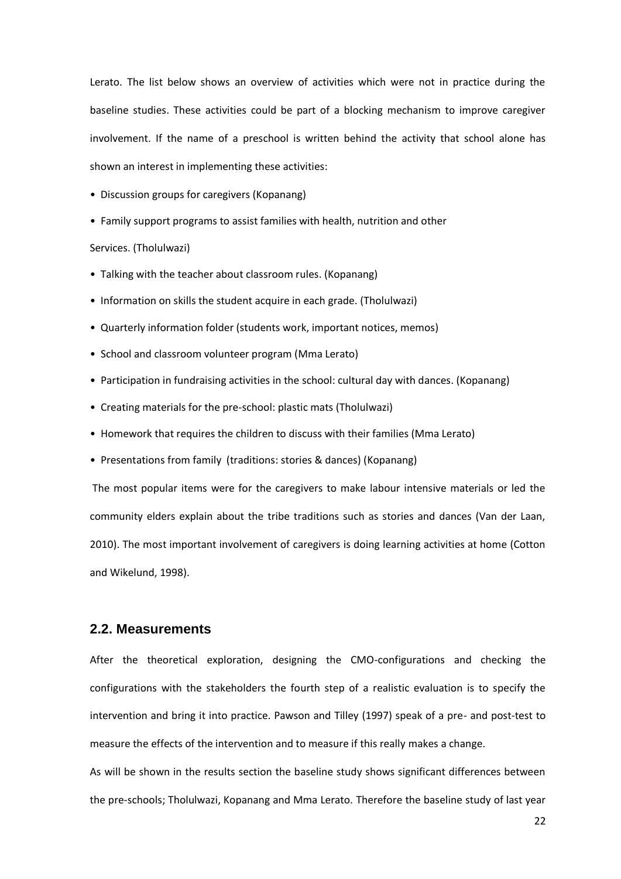Lerato. The list below shows an overview of activities which were not in practice during the baseline studies. These activities could be part of a blocking mechanism to improve caregiver involvement. If the name of a preschool is written behind the activity that school alone has shown an interest in implementing these activities:

- Discussion groups for caregivers (Kopanang)
- Family support programs to assist families with health, nutrition and other Services. (Tholulwazi)
- Talking with the teacher about classroom rules. (Kopanang)
- Information on skills the student acquire in each grade. (Tholulwazi)
- Quarterly information folder (students work, important notices, memos)
- School and classroom volunteer program (Mma Lerato)
- Participation in fundraising activities in the school: cultural day with dances. (Kopanang)
- Creating materials for the pre-school: plastic mats (Tholulwazi)
- Homework that requires the children to discuss with their families (Mma Lerato)
- Presentations from family (traditions: stories & dances) (Kopanang)

The most popular items were for the caregivers to make labour intensive materials or led the community elders explain about the tribe traditions such as stories and dances (Van der Laan, 2010). The most important involvement of caregivers is doing learning activities at home (Cotton and Wikelund, 1998).

## 2.2. Measurements

After the theoretical exploration, designing the CMO-configurations and checking the configurations with the stakeholders the fourth step of a realistic evaluation is to specify the intervention and bring it into practice. Pawson and Tilley (1997) speak of a pre- and post-test to measure the effects of the intervention and to measure if this really makes a change.

As will be shown in the results section the baseline study shows significant differences between the pre-schools; Tholulwazi, Kopanang and Mma Lerato. Therefore the baseline study of last year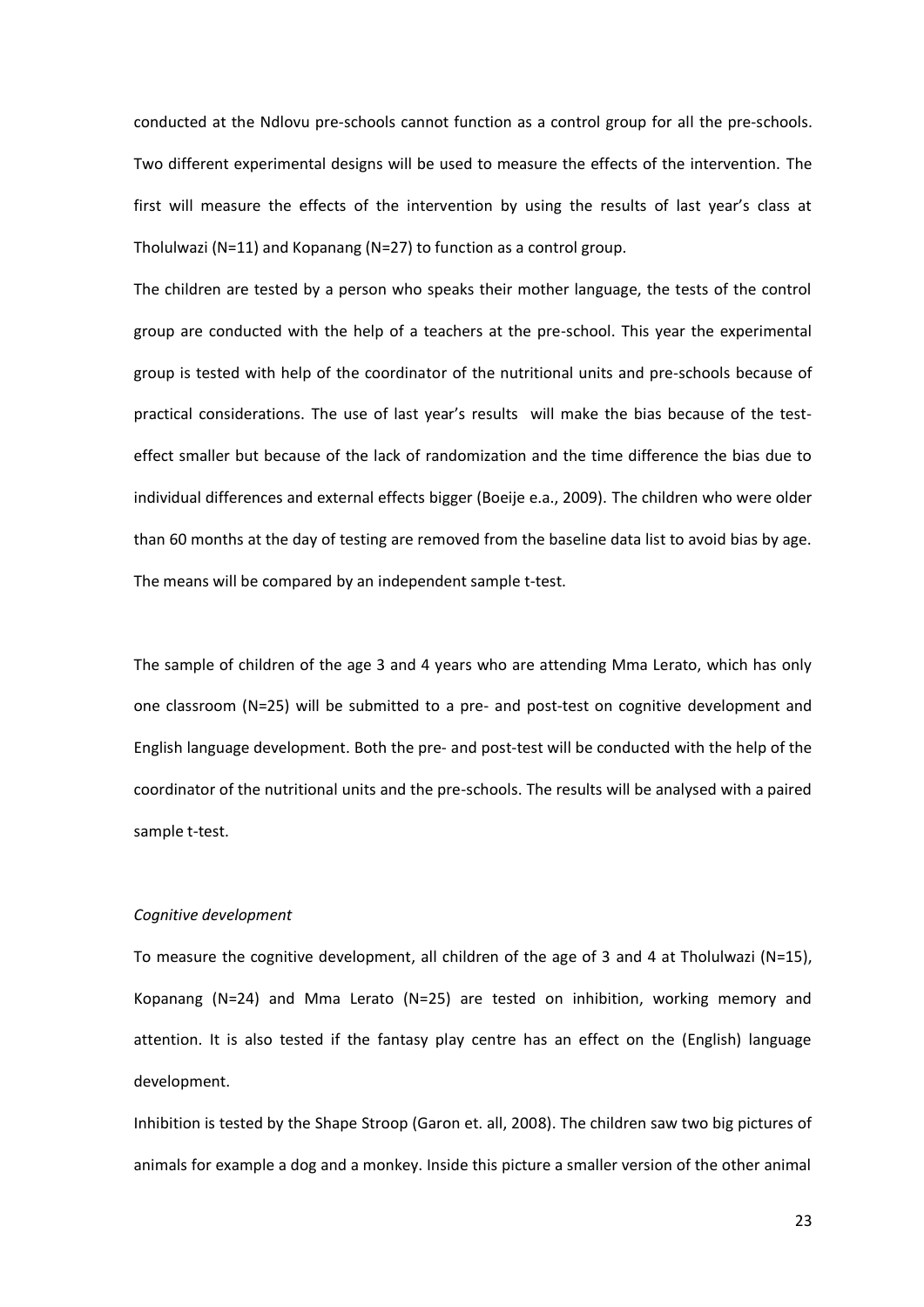conducted at the Ndlovu pre-schools cannot function as a control group for all the pre-schools. Two different experimental designs will be used to measure the effects of the intervention. The first will measure the effects of the intervention by using the results of last year's class at Tholulwazi (N=11) and Kopanang (N=27) to function as a control group.

The children are tested by a person who speaks their mother language, the tests of the control group are conducted with the help of a teachers at the pre-school. This year the experimental group is tested with help of the coordinator of the nutritional units and pre-schools because of practical considerations. The use of last year's results will make the bias because of the test-effect smaller but because of the lack of randomization and the time difference the bias due to individual differences and external effects bigger (Boeije e.a., 2009). The children who were older than 60 months at the day of testing are removed from the baseline data list to avoid bias by age. The means will be compared by an independent sample t-test.

The sample of children of the age 3 and 4 years who are attending Mma Lerato, which has only one classroom (N=25) will be submitted to a pre- and post-test on cognitive development and English language development. Both the pre- and post-test will be conducted with the help of the coordinator of the nutritional units and the pre-schools. The results will be analysed with a paired sample t-test.

*Cognitive development*

To measure the cognitive development, all children of the age of 3 and 4 at Tholulwazi (N=15), Kopanang (N=24) and Mma Lerato (N=25) are tested on inhibition, working memory and attention. It is also tested if the fantasy play centre has an effect on the (English) language development.

Inhibition is tested by the Shape Stroop (Garon et. all, 2008). The children saw two big pictures of animals for example a dog and a monkey. Inside this picture a smaller version of the other animal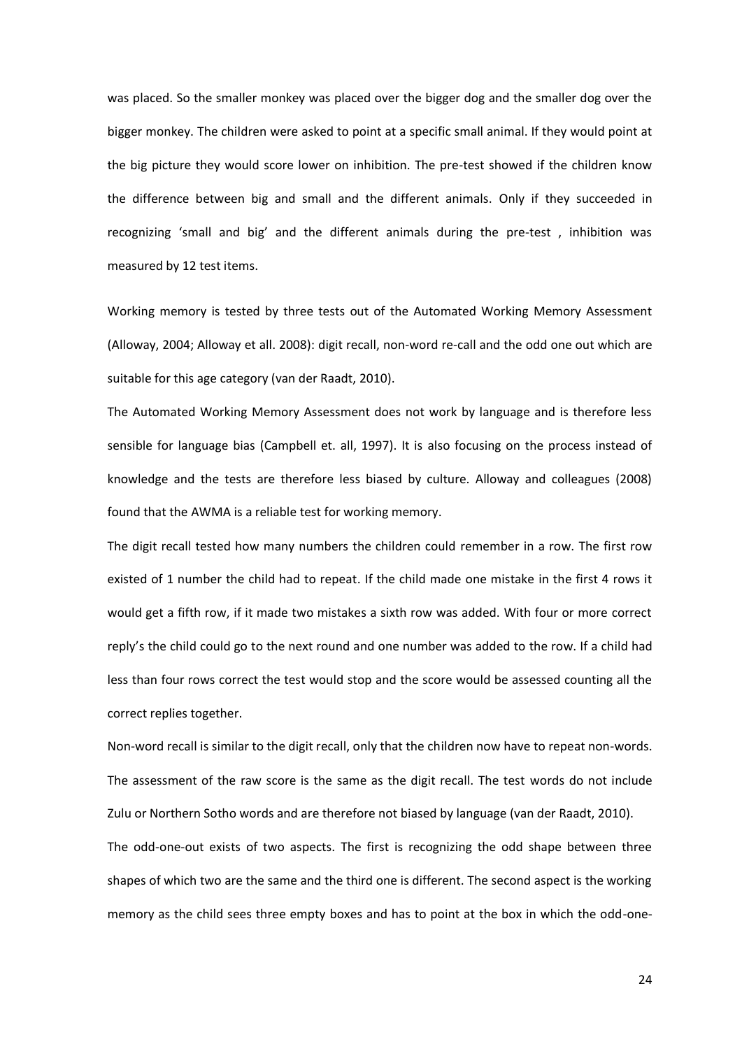was placed. So the smaller monkey was placed over the bigger dog and the smaller dog over the bigger monkey. The children were asked to point at a specific small animal. If they would point at the big picture they would score lower on inhibition. The pre-test showed if the children know the difference between big and small and the different animals. Only if they succeeded in recognizing 'small and big' and the different animals during the pre-test , inhibition was measured by 12 test items.

Working memory is tested by three tests out of the Automated Working Memory Assessment (Alloway, 2004; Alloway et all. 2008): digit recall, non-word re-call and the odd one out which are suitable for this age category (van der Raadt, 2010).

The Automated Working Memory Assessment does not work by language and is therefore less sensible for language bias (Campbell et. all, 1997). It is also focusing on the process instead of knowledge and the tests are therefore less biased by culture. Alloway and colleagues (2008) found that the AWMA is a reliable test for working memory.

The digit recall tested how many numbers the children could remember in a row. The first row existed of 1 number the child had to repeat. If the child made one mistake in the first 4 rows it would get a fifth row, if it made two mistakes a sixth row was added. With four or more correct reply's the child could go to the next round and one number was added to the row. If a child had less than four rows correct the test would stop and the score would be assessed counting all the correct replies together.

Non-word recall is similar to the digit recall, only that the children now have to repeat non-words. The assessment of the raw score is the same as the digit recall. The test words do not include Zulu or Northern Sotho words and are therefore not biased by language (van der Raadt, 2010).

The odd-one-out exists of two aspects. The first is recognizing the odd shape between three shapes of which two are the same and the third one is different. The second aspect is the working memory as the child sees three empty boxes and has to point at the box in which the odd-one-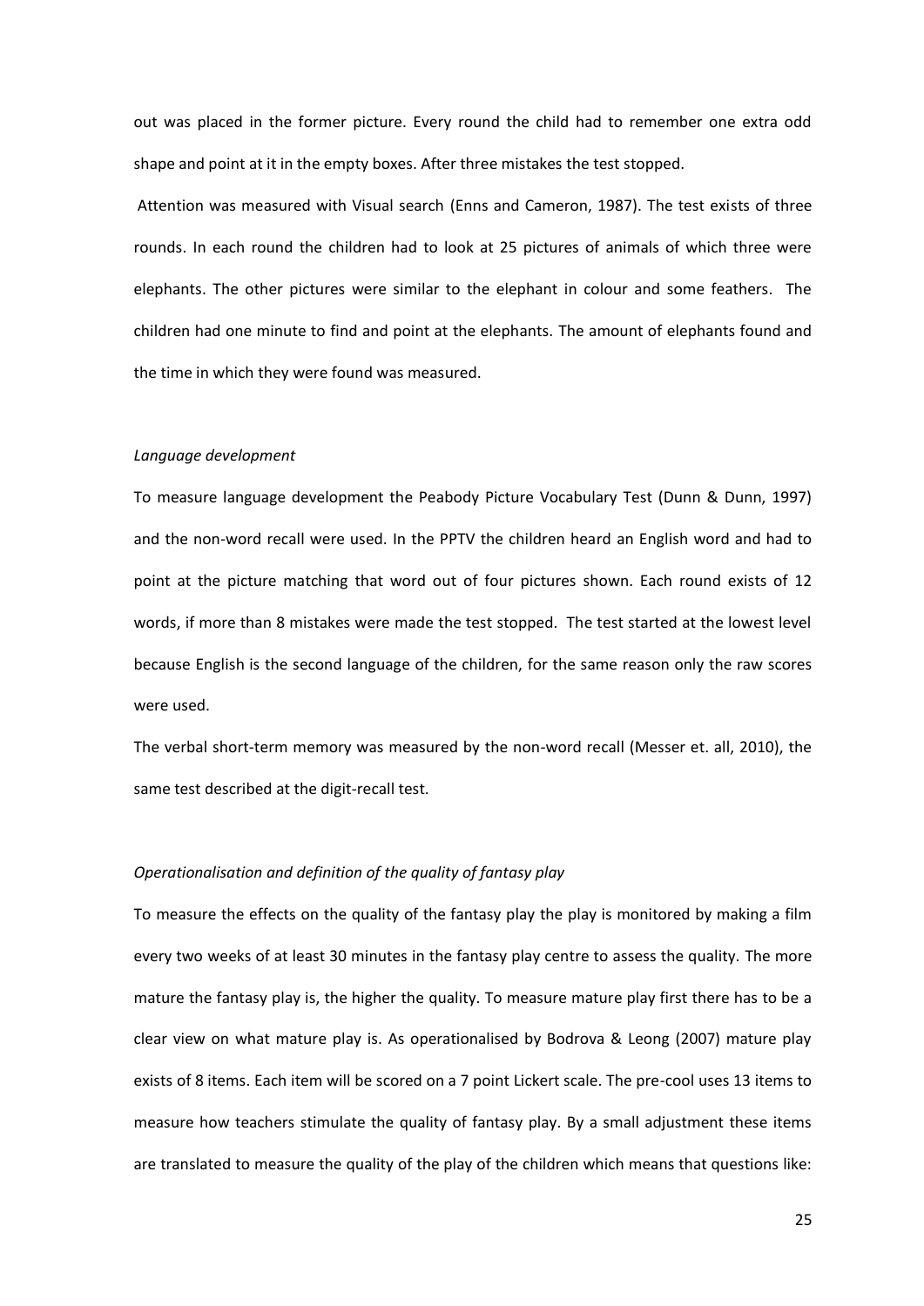out was placed in the former picture. Every round the child had to remember one extra odd shape and point at it in the empty boxes. After three mistakes the test stopped.

Attention was measured with Visual search (Enns and Cameron, 1987). The test exists of three rounds. In each round the children had to look at 25 pictures of animals of which three were elephants. The other pictures were similar to the elephant in colour and some feathers. The children had one minute to find and point at the elephants. The amount of elephants found and the time in which they were found was measured.

*Language development*

To measure language development the Peabody Picture Vocabulary Test (Dunn & Dunn, 1997) and the non-word recall were used. In the PPTV the children heard an English word and had to point at the picture matching that word out of four pictures shown. Each round exists of 12 words, if more than 8 mistakes were made the test stopped. The test started at the lowest level because English is the second language of the children, for the same reason only the raw scores were used.

The verbal short-term memory was measured by the non-word recall (Messer et. all, 2010), the same test described at the digit-recall test.

*Operationalisation and definition of the quality of fantasy play*

To measure the effects on the quality of the fantasy play the play is monitored by making a film every two weeks of at least 30 minutes in the fantasy play centre to assess the quality. The more mature the fantasy play is, the higher the quality. To measure mature play first there has to be a clear view on what mature play is. As operationalised by Bodrova & Leong (2007) mature play exists of 8 items. Each item will be scored on a 7 point Lickert scale. The pre-cool uses 13 items to measure how teachers stimulate the quality of fantasy play. By a small adjustment these items are translated to measure the quality of the play of the children which means that questions like: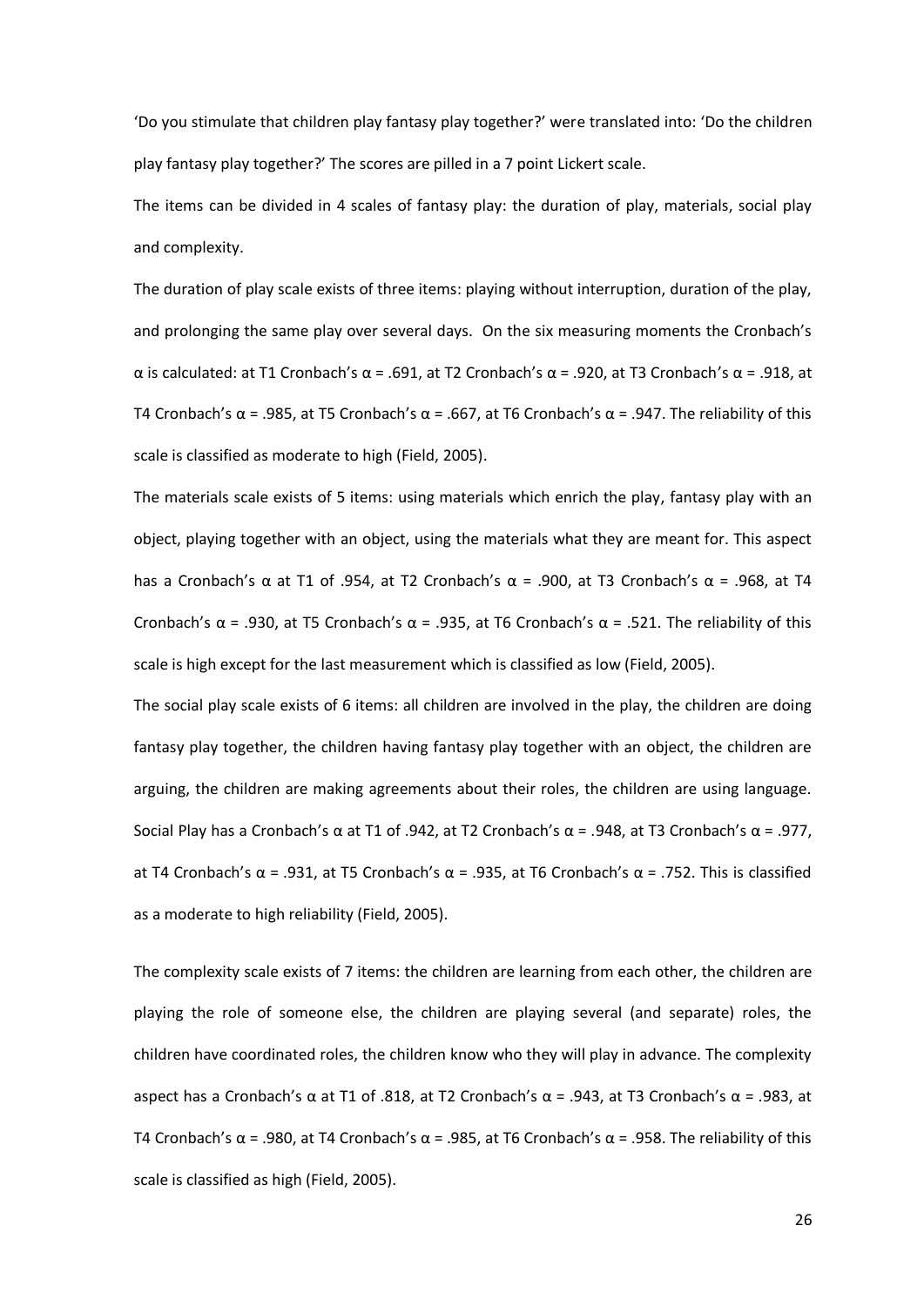'Do you stimulate that children play fantasy play together?' were translated into: 'Do the children play fantasy play together?' The scores are pilled in a 7 point Lickert scale.

The items can be divided in 4 scales of fantasy play: the duration of play, materials, social play and complexity.

The duration of play scale exists of three items: playing without interruption, duration of the play, and prolonging the same play over several days. On the six measuring moments the Cronbach's $\alpha$ is calculated: at T1 Cronbach's $\alpha$ = .691, at T2 Cronbach's $\alpha$ = .920, at T3 Cronbach's $\alpha$ = .918, at T4 Cronbach's $\alpha$ = .985, at T5 Cronbach's $\alpha$ = .667, at T6 Cronbach's $\alpha$ = .947. The reliability of this scale is classified as moderate to high (Field, 2005).

The materials scale exists of 5 items: using materials which enrich the play, fantasy play with an object, playing together with an object, using the materials what they are meant for. This aspect has a Cronbach's $\alpha$ at T1 of .954, at T2 Cronbach's $\alpha$ = .900, at T3 Cronbach's $\alpha$ = .968, at T4 Cronbach's $\alpha$ = .930, at T5 Cronbach's $\alpha$ = .935, at T6 Cronbach's $\alpha$ = .521. The reliability of this scale is high except for the last measurement which is classified as low (Field, 2005).

The social play scale exists of 6 items: all children are involved in the play, the children are doing fantasy play together, the children having fantasy play together with an object, the children are arguing, the children are making agreements about their roles, the children are using language. Social Play has a Cronbach's $\alpha$ at T1 of .942, at T2 Cronbach's $\alpha$ = .948, at T3 Cronbach's $\alpha$ = .977, at T4 Cronbach's $\alpha$ = .931, at T5 Cronbach's $\alpha$ = .935, at T6 Cronbach's $\alpha$ = .752. This is classified as a moderate to high reliability (Field, 2005).

The complexity scale exists of 7 items: the children are learning from each other, the children are playing the role of someone else, the children are playing several (and separate) roles, the children have coordinated roles, the children know who they will play in advance. The complexity aspect has a Cronbach's $\alpha$ at T1 of .818, at T2 Cronbach's $\alpha$ = .943, at T3 Cronbach's $\alpha$ = .983, at T4 Cronbach's $\alpha$ = .980, at T4 Cronbach's $\alpha$ = .985, at T6 Cronbach's $\alpha$ = .958. The reliability of this scale is classified as high (Field, 2005).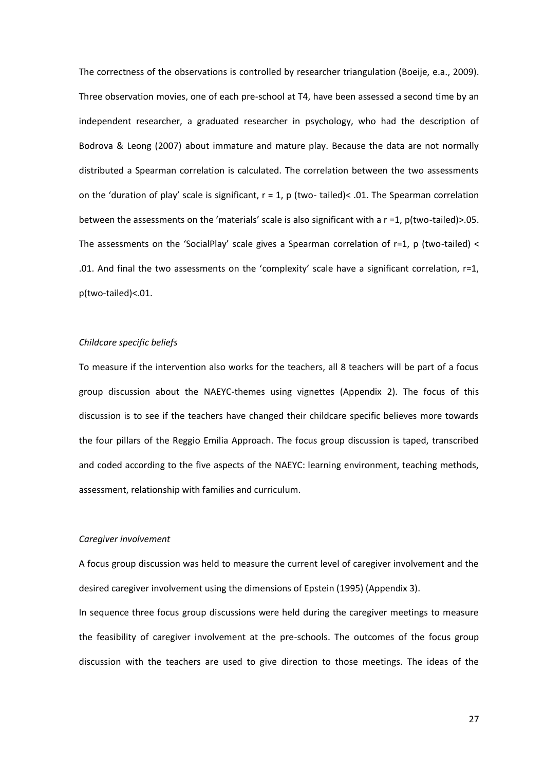The correctness of the observations is controlled by researcher triangulation (Boeije, e.a., 2009). Three observation movies, one of each pre-school at T4, have been assessed a second time by an independent researcher, a graduated researcher in psychology, who had the description of Bodrova & Leong (2007) about immature and mature play. Because the data are not normally distributed a Spearman correlation is calculated. The correlation between the two assessments on the 'duration of play' scale is significant, $r = 1$, $p$ (two- tailed)$< .01$. The Spearman correlation between the assessments on the 'materials' scale is also significant with a $r = 1$, $p$(two-tailed)$>.05$. The assessments on the 'SocialPlay' scale gives a Spearman correlation of $r=1$, $p$ (two-tailed) $< .01$. And final the two assessments on the 'complexity' scale have a significant correlation, $r=1$, $p$(two-tailed)$<.01$.

*Childcare specific beliefs*

To measure if the intervention also works for the teachers, all 8 teachers will be part of a focus group discussion about the NAEYC-themes using vignettes (Appendix 2). The focus of this discussion is to see if the teachers have changed their childcare specific believes more towards the four pillars of the Reggio Emilia Approach. The focus group discussion is taped, transcribed and coded according to the five aspects of the NAEYC: learning environment, teaching methods, assessment, relationship with families and curriculum.

*Caregiver involvement*

A focus group discussion was held to measure the current level of caregiver involvement and the desired caregiver involvement using the dimensions of Epstein (1995) (Appendix 3).

In sequence three focus group discussions were held during the caregiver meetings to measure the feasibility of caregiver involvement at the pre-schools. The outcomes of the focus group discussion with the teachers are used to give direction to those meetings. The ideas of the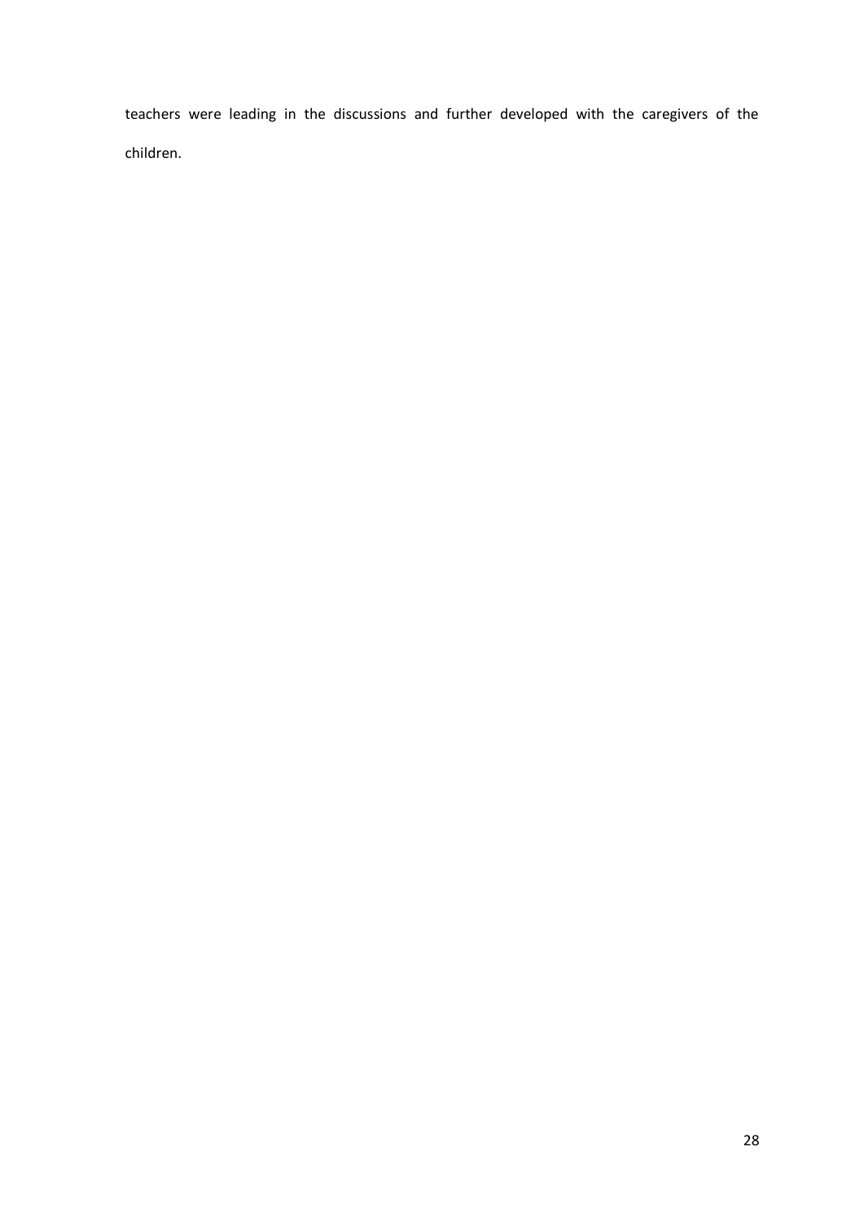teachers were leading in the discussions and further developed with the caregivers of the children.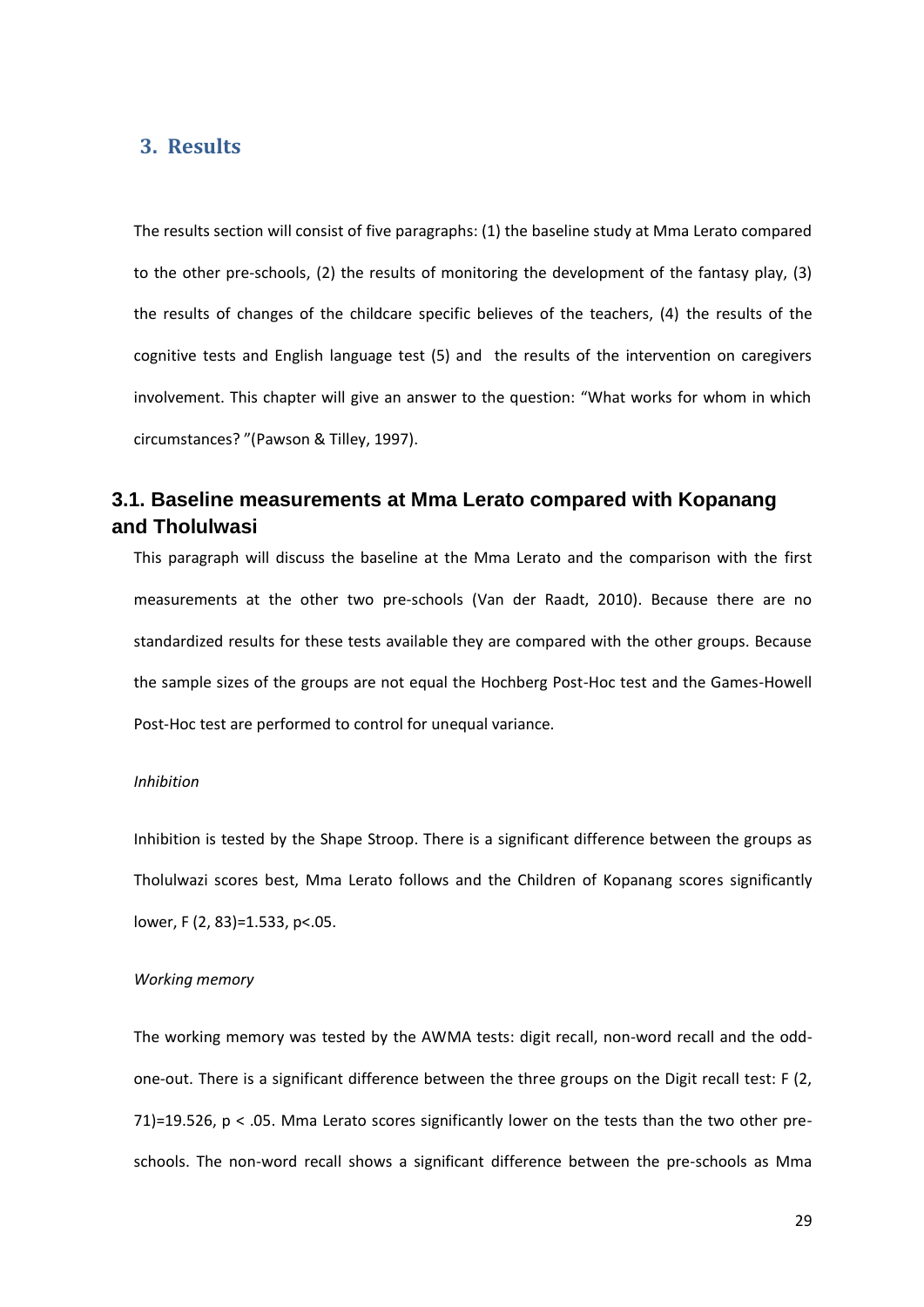# 3. Results

The results section will consist of five paragraphs: (1) the baseline study at Mma Lerato compared to the other pre-schools, (2) the results of monitoring the development of the fantasy play, (3) the results of changes of the childcare specific believes of the teachers, (4) the results of the cognitive tests and English language test (5) and the results of the intervention on caregivers involvement. This chapter will give an answer to the question: "What works for whom in which circumstances? "(Pawson & Tilley, 1997).

## 3.1. Baseline measurements at Mma Lerato compared with Kopanang and Tholulwasi

This paragraph will discuss the baseline at the Mma Lerato and the comparison with the first measurements at the other two pre-schools (Van der Raadt, 2010). Because there are no standardized results for these tests available they are compared with the other groups. Because the sample sizes of the groups are not equal the Hochberg Post-Hoc test and the Games-Howell Post-Hoc test are performed to control for unequal variance.

*Inhibition*

Inhibition is tested by the Shape Stroop. There is a significant difference between the groups as Tholulwazi scores best, Mma Lerato follows and the Children of Kopanang scores significantly lower, $F(2, 83)=1.533$, $p<.05$.

*Working memory*

The working memory was tested by the AWMA tests: digit recall, non-word recall and the odd-one-out. There is a significant difference between the three groups on the Digit recall test: $F(2, 71)=19.526$, $p < .05$. Mma Lerato scores significantly lower on the tests than the two other pre-schools. The non-word recall shows a significant difference between the pre-schools as Mma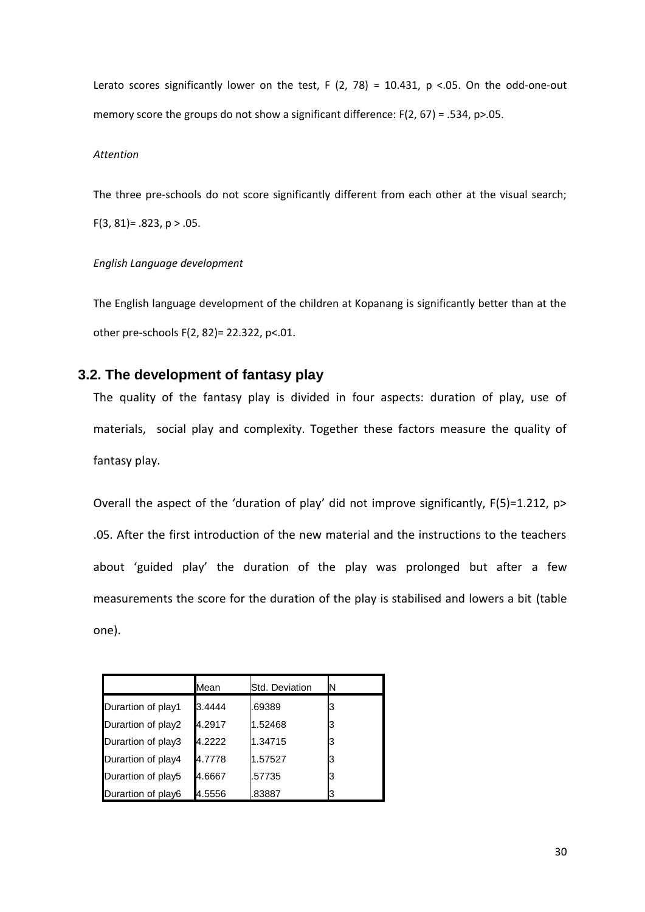Lerato scores significantly lower on the test, $F(2, 78) = 10.431$, $p < .05$. On the odd-one-out memory score the groups do not show a significant difference: $F(2, 67) = .534$, $p > .05$.

*Attention*

The three pre-schools do not score significantly different from each other at the visual search; $F(3, 81) = .823$, $p > .05$.

*English Language development*

The English language development of the children at Kopanang is significantly better than at the other pre-schools $F(2, 82) = 22.322$, $p < .01$.

## 3.2. The development of fantasy play

The quality of the fantasy play is divided in four aspects: duration of play, use of materials, social play and complexity. Together these factors measure the quality of fantasy play.

Overall the aspect of the 'duration of play' did not improve significantly, $F(5) = 1.212$, $p > .05$. After the first introduction of the new material and the instructions to the teachers about 'guided play' the duration of the play was prolonged but after a few measurements the score for the duration of the play is stabilised and lowers a bit (table one).

| | Mean | Std. Deviation | N |
|---|---|---|---|
| Durartion of play1 | 3.4444 | .69389 | 3 |
| Durartion of play2 | 4.2917 | 1.52468 | 3 |
| Durartion of play3 | 4.2222 | 1.34715 | 3 |
| Durartion of play4 | 4.7778 | 1.57527 | 3 |
| Durartion of play5 | 4.6667 | .57735 | 3 |
| Durartion of play6 | 4.5556 | .83887 | 3 |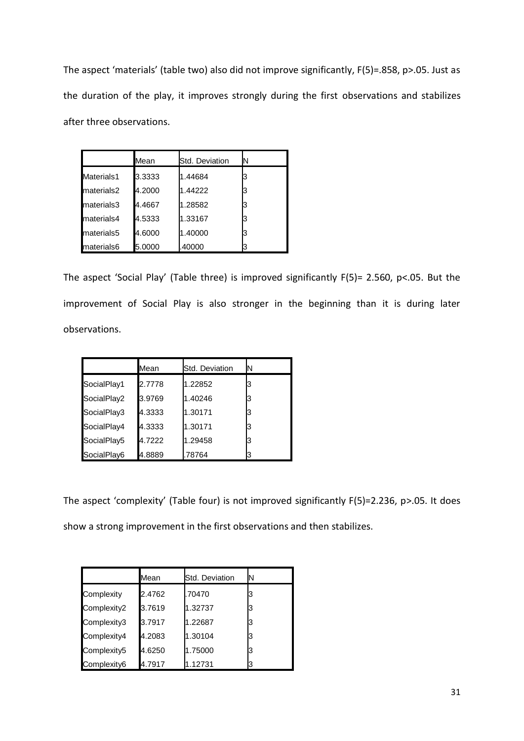The aspect 'materials' (table two) also did not improve significantly, $F(5)=.858$, $p>.05$. Just as the duration of the play, it improves strongly during the first observations and stabilizes after three observations.

| | Mean | Std. Deviation | N |
|---|---|---|---|
| Materials1 | 3.3333 | 1.44684 | 3 |
| materials2 | 4.2000 | 1.44222 | 3 |
| materials3 | 4.4667 | 1.28582 | 3 |
| materials4 | 4.5333 | 1.33167 | 3 |
| materials5 | 4.6000 | 1.40000 | 3 |
| materials6 | 5.0000 | .40000 | 3 |

The aspect 'Social Play' (Table three) is improved significantly $F(5)= 2.560$, $p<.05$. But the improvement of Social Play is also stronger in the beginning than it is during later observations.

| | Mean | Std. Deviation | N |
|---|---|---|---|
| SocialPlay1 | 2.7778 | 1.22852 | 3 |
| SocialPlay2 | 3.9769 | 1.40246 | 3 |
| SocialPlay3 | 4.3333 | 1.30171 | 3 |
| SocialPlay4 | 4.3333 | 1.30171 | 3 |
| SocialPlay5 | 4.7222 | 1.29458 | 3 |
| SocialPlay6 | 4.8889 | .78764 | 3 |

The aspect 'complexity' (Table four) is not improved significantly $F(5)=2.236$, $p>.05$. It does show a strong improvement in the first observations and then stabilizes.

| | Mean | Std. Deviation | N |
|---|---|---|---|
| Complexity | 2.4762 | .70470 | 3 |
| Complexity2 | 3.7619 | 1.32737 | 3 |
| Complexity3 | 3.7917 | 1.22687 | 3 |
| Complexity4 | 4.2083 | 1.30104 | 3 |
| Complexity5 | 4.6250 | 1.75000 | 3 |
| Complexity6 | 4.7917 | 1.12731 | 3 |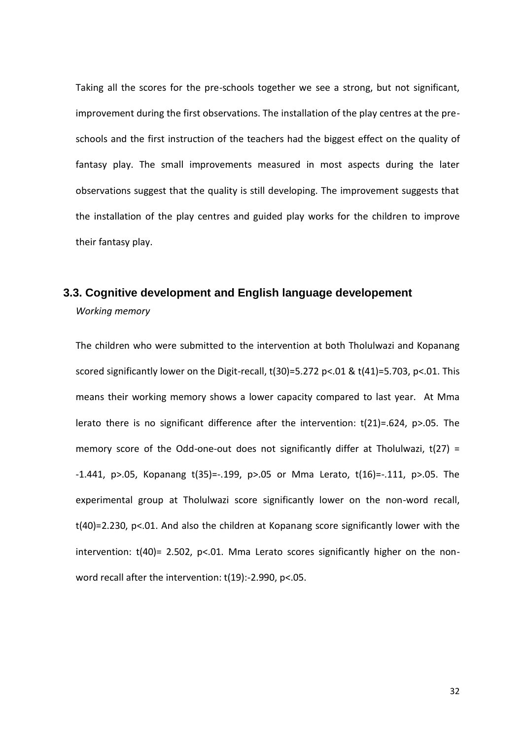Taking all the scores for the pre-schools together we see a strong, but not significant, improvement during the first observations. The installation of the play centres at the pre-schools and the first instruction of the teachers had the biggest effect on the quality of fantasy play. The small improvements measured in most aspects during the later observations suggest that the quality is still developing. The improvement suggests that the installation of the play centres and guided play works for the children to improve their fantasy play.

## 3.3. Cognitive development and English language developement

*Working memory*

The children who were submitted to the intervention at both Tholulwazi and Kopanang scored significantly lower on the Digit-recall, $t(30)=5.272$ $p<.01$ & $t(41)=5.703$, $p<.01$. This means their working memory shows a lower capacity compared to last year. At Mma lerato there is no significant difference after the intervention: $t(21)=.624$, $p>.05$. The memory score of the Odd-one-out does not significantly differ at Tholulwazi, $t(27) = -1.441$, $p>.05$, Kopanang $t(35)=-.199$, $p>.05$ or Mma Lerato, $t(16)=-.111$, $p>.05$. The experimental group at Tholulwazi score significantly lower on the non-word recall, $t(40)=2.230$, $p<.01$. And also the children at Kopanang score significantly lower with the intervention: $t(40)= 2.502$, $p<.01$. Mma Lerato scores significantly higher on the non-word recall after the intervention: $t(19)$:$-2.990$, $p<.05$.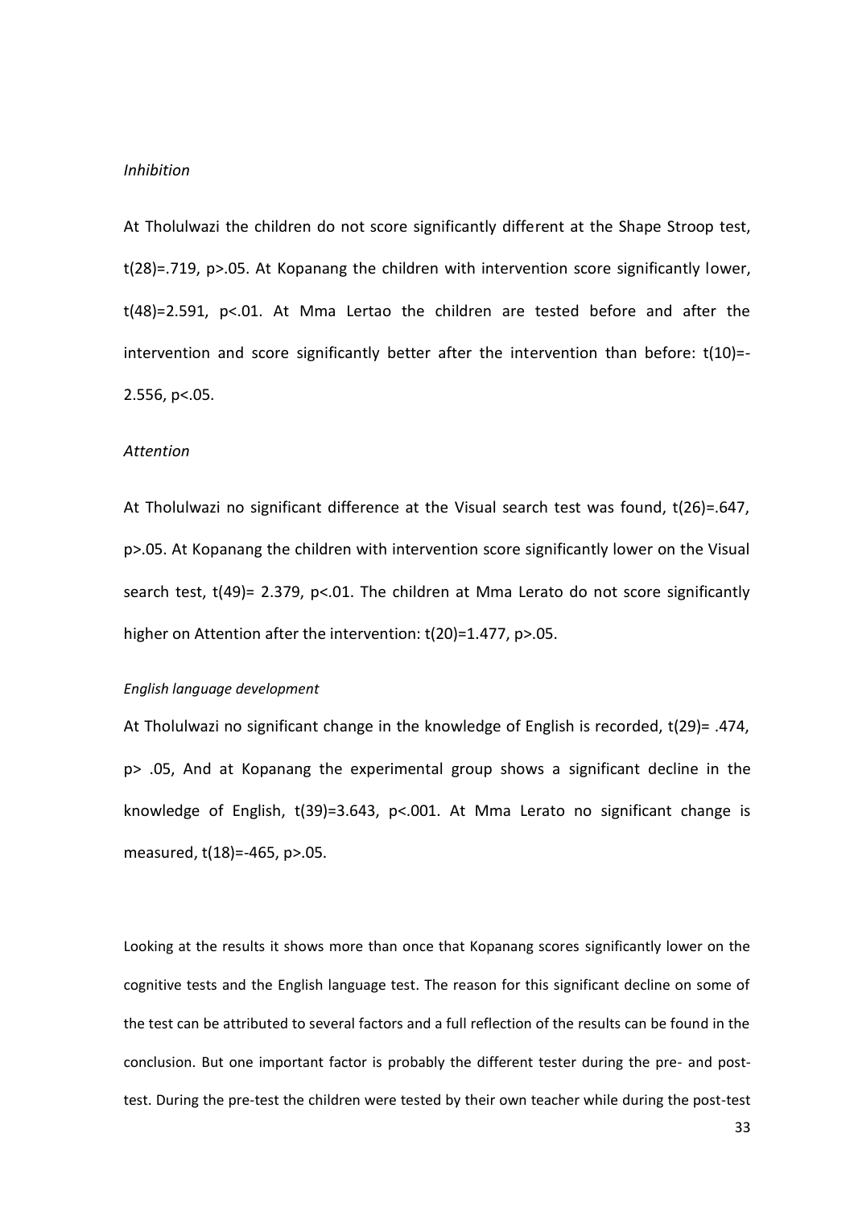*Inhibition*

At Tholulwazi the children do not score significantly different at the Shape Stroop test, $t(28)=.719$, $p>.05$. At Kopanang the children with intervention score significantly lower, $t(48)=2.591$, $p<.01$. At Mma Lertao the children are tested before and after the intervention and score significantly better after the intervention than before: $t(10)=-2.556$, $p<.05$.

*Attention*

At Tholulwazi no significant difference at the Visual search test was found, $t(26)=.647$, $p>.05$. At Kopanang the children with intervention score significantly lower on the Visual search test, $t(49)= 2.379$, $p<.01$. The children at Mma Lerato do not score significantly higher on Attention after the intervention: $t(20)=1.477$, $p>.05$.

*English language development*

At Tholulwazi no significant change in the knowledge of English is recorded, $t(29)= .474$, $p> .05$, And at Kopanang the experimental group shows a significant decline in the knowledge of English, $t(39)=3.643$, $p<.001$. At Mma Lerato no significant change is measured, $t(18)=-465$, $p>.05$.

Looking at the results it shows more than once that Kopanang scores significantly lower on the cognitive tests and the English language test. The reason for this significant decline on some of the test can be attributed to several factors and a full reflection of the results can be found in the conclusion. But one important factor is probably the different tester during the pre- and post-test. During the pre-test the children were tested by their own teacher while during the post-test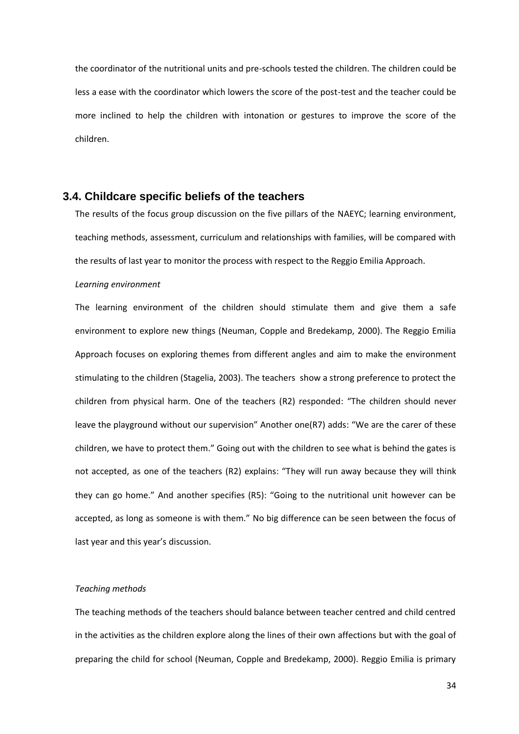the coordinator of the nutritional units and pre-schools tested the children. The children could be less a ease with the coordinator which lowers the score of the post-test and the teacher could be more inclined to help the children with intonation or gestures to improve the score of the children.

## 3.4. Childcare specific beliefs of the teachers

The results of the focus group discussion on the five pillars of the NAEYC; learning environment, teaching methods, assessment, curriculum and relationships with families, will be compared with the results of last year to monitor the process with respect to the Reggio Emilia Approach.

*Learning environment*

The learning environment of the children should stimulate them and give them a safe environment to explore new things (Neuman, Copple and Bredekamp, 2000). The Reggio Emilia Approach focuses on exploring themes from different angles and aim to make the environment stimulating to the children (Stagelia, 2003). The teachers show a strong preference to protect the children from physical harm. One of the teachers (R2) responded: "The children should never leave the playground without our supervision" Another one(R7) adds: "We are the carer of these children, we have to protect them." Going out with the children to see what is behind the gates is not accepted, as one of the teachers (R2) explains: "They will run away because they will think they can go home." And another specifies (R5): "Going to the nutritional unit however can be accepted, as long as someone is with them." No big difference can be seen between the focus of last year and this year's discussion.

*Teaching methods*

The teaching methods of the teachers should balance between teacher centred and child centred in the activities as the children explore along the lines of their own affections but with the goal of preparing the child for school (Neuman, Copple and Bredekamp, 2000). Reggio Emilia is primary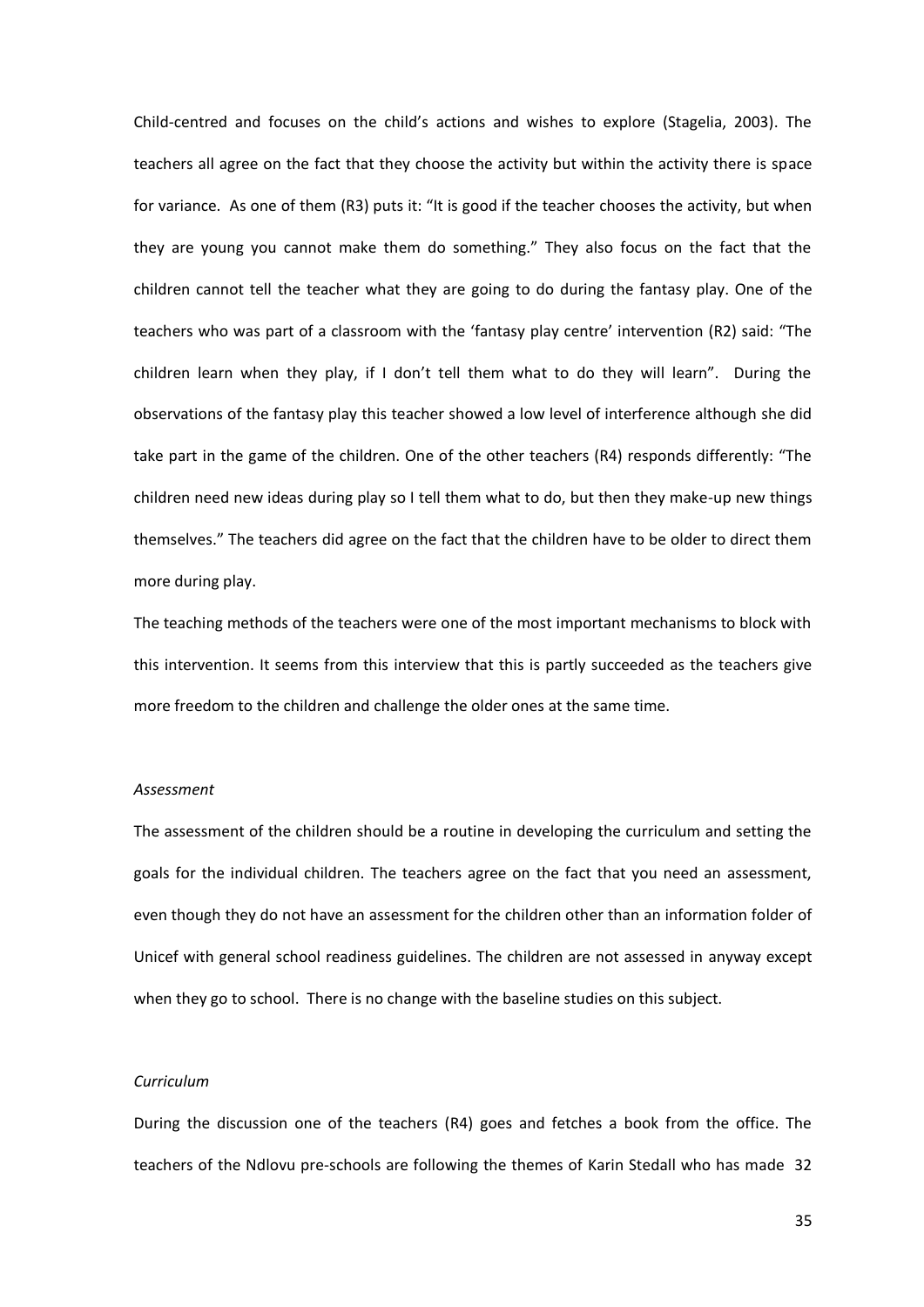Child-centred and focuses on the child's actions and wishes to explore (Stagelia, 2003). The teachers all agree on the fact that they choose the activity but within the activity there is space for variance. As one of them (R3) puts it: "It is good if the teacher chooses the activity, but when they are young you cannot make them do something." They also focus on the fact that the children cannot tell the teacher what they are going to do during the fantasy play. One of the teachers who was part of a classroom with the 'fantasy play centre' intervention (R2) said: "The children learn when they play, if I don't tell them what to do they will learn". During the observations of the fantasy play this teacher showed a low level of interference although she did take part in the game of the children. One of the other teachers (R4) responds differently: "The children need new ideas during play so I tell them what to do, but then they make-up new things themselves." The teachers did agree on the fact that the children have to be older to direct them more during play.

The teaching methods of the teachers were one of the most important mechanisms to block with this intervention. It seems from this interview that this is partly succeeded as the teachers give more freedom to the children and challenge the older ones at the same time.

*Assessment*

The assessment of the children should be a routine in developing the curriculum and setting the goals for the individual children. The teachers agree on the fact that you need an assessment, even though they do not have an assessment for the children other than an information folder of Unicef with general school readiness guidelines. The children are not assessed in anyway except when they go to school. There is no change with the baseline studies on this subject.

*Curriculum*

During the discussion one of the teachers (R4) goes and fetches a book from the office. The teachers of the Ndlovu pre-schools are following the themes of Karin Stedall who has made 32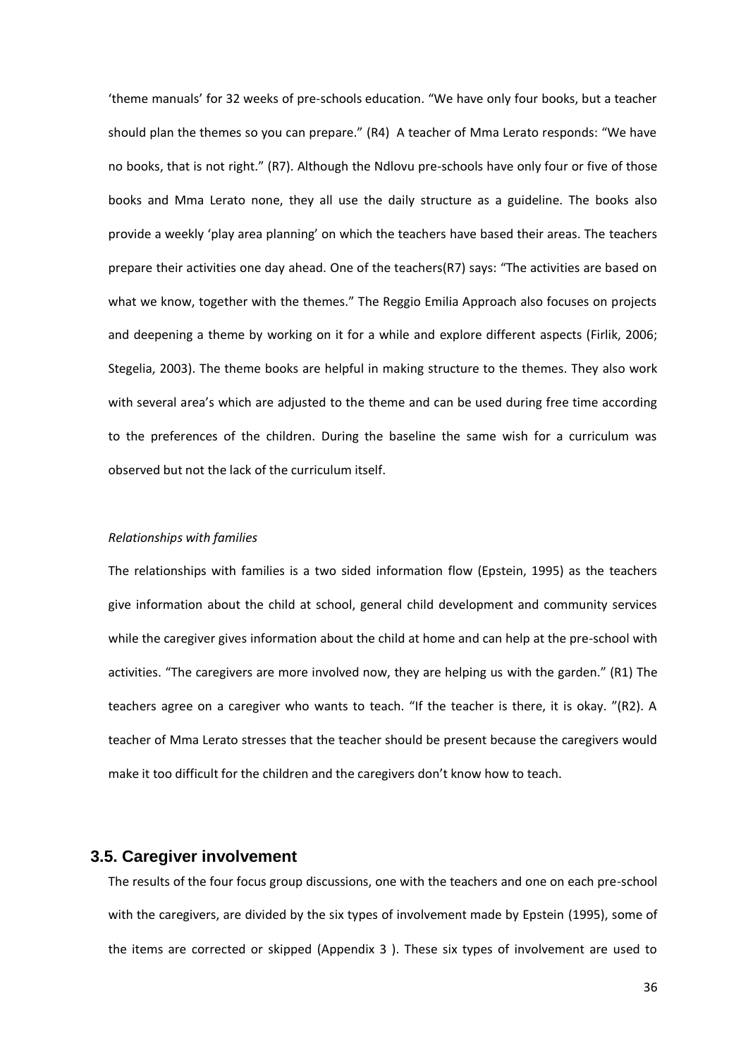'theme manuals' for 32 weeks of pre-schools education. "We have only four books, but a teacher should plan the themes so you can prepare." (R4) A teacher of Mma Lerato responds: "We have no books, that is not right." (R7). Although the Ndlovu pre-schools have only four or five of those books and Mma Lerato none, they all use the daily structure as a guideline. The books also provide a weekly 'play area planning' on which the teachers have based their areas. The teachers prepare their activities one day ahead. One of the teachers(R7) says: "The activities are based on what we know, together with the themes." The Reggio Emilia Approach also focuses on projects and deepening a theme by working on it for a while and explore different aspects (Firlik, 2006; Stegelia, 2003). The theme books are helpful in making structure to the themes. They also work with several area's which are adjusted to the theme and can be used during free time according to the preferences of the children. During the baseline the same wish for a curriculum was observed but not the lack of the curriculum itself.

*Relationships with families*

The relationships with families is a two sided information flow (Epstein, 1995) as the teachers give information about the child at school, general child development and community services while the caregiver gives information about the child at home and can help at the pre-school with activities. "The caregivers are more involved now, they are helping us with the garden." (R1) The teachers agree on a caregiver who wants to teach. "If the teacher is there, it is okay. "(R2). A teacher of Mma Lerato stresses that the teacher should be present because the caregivers would make it too difficult for the children and the caregivers don't know how to teach.

## 3.5. Caregiver involvement

The results of the four focus group discussions, one with the teachers and one on each pre-school with the caregivers, are divided by the six types of involvement made by Epstein (1995), some of the items are corrected or skipped (Appendix 3 ). These six types of involvement are used to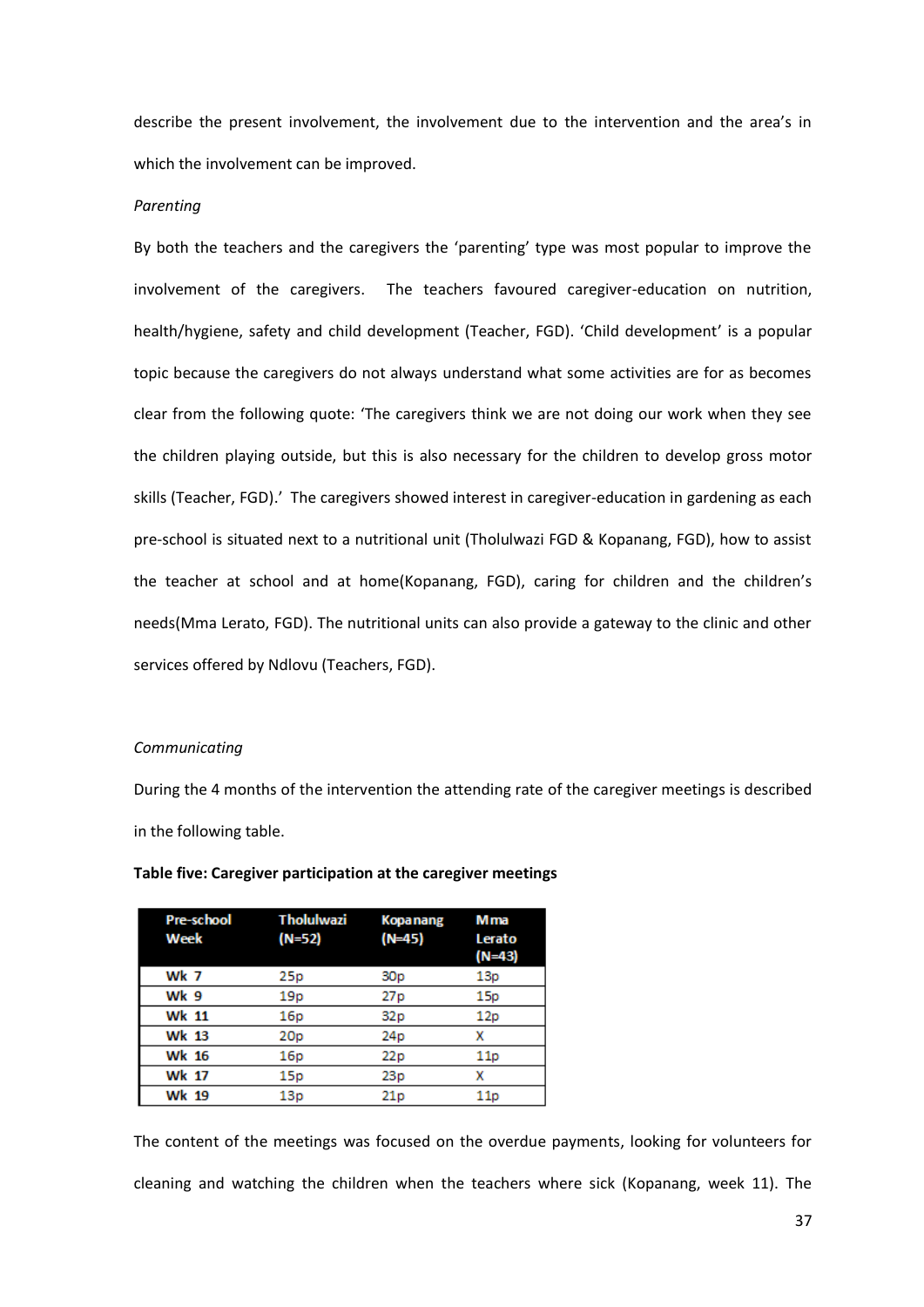describe the present involvement, the involvement due to the intervention and the area's in which the involvement can be improved.

*Parenting*

By both the teachers and the caregivers the 'parenting' type was most popular to improve the involvement of the caregivers. The teachers favoured caregiver-education on nutrition, health/hygiene, safety and child development (Teacher, FGD). 'Child development' is a popular topic because the caregivers do not always understand what some activities are for as becomes clear from the following quote: 'The caregivers think we are not doing our work when they see the children playing outside, but this is also necessary for the children to develop gross motor skills (Teacher, FGD).' The caregivers showed interest in caregiver-education in gardening as each pre-school is situated next to a nutritional unit (Tholulwazi FGD & Kopanang, FGD), how to assist the teacher at school and at home(Kopanang, FGD), caring for children and the children's needs(Mma Lerato, FGD). The nutritional units can also provide a gateway to the clinic and other services offered by Ndlovu (Teachers, FGD).

*Communicating*

During the 4 months of the intervention the attending rate of the caregiver meetings is described in the following table.

**Table five: Caregiver participation at the caregiver meetings**

| Pre-school Week | Tholulwazi (N=52) | Kopanang (N=45) | Mma Lerato (N=43) |
|---|---|---|---|
| Wk 7 | 25p | 30p | 13p |
| Wk 9 | 19p | 27p | 15p |
| Wk 11 | 16p | 32p | 12p |
| Wk 13 | 20p | 24p | X |
| Wk 16 | 16p | 22p | 11p |
| Wk 17 | 15p | 23p | X |
| Wk 19 | 13p | 21p | 11p |

The content of the meetings was focused on the overdue payments, looking for volunteers for cleaning and watching the children when the teachers where sick (Kopanang, week 11). The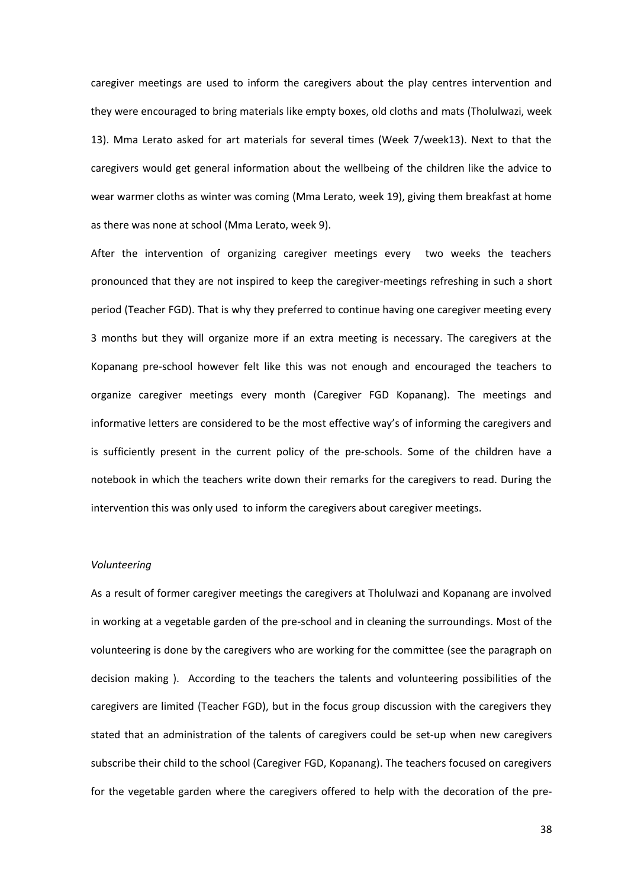caregiver meetings are used to inform the caregivers about the play centres intervention and they were encouraged to bring materials like empty boxes, old cloths and mats (Tholulwazi, week 13). Mma Lerato asked for art materials for several times (Week 7/week13). Next to that the caregivers would get general information about the wellbeing of the children like the advice to wear warmer cloths as winter was coming (Mma Lerato, week 19), giving them breakfast at home as there was none at school (Mma Lerato, week 9).

After the intervention of organizing caregiver meetings every two weeks the teachers pronounced that they are not inspired to keep the caregiver-meetings refreshing in such a short period (Teacher FGD). That is why they preferred to continue having one caregiver meeting every 3 months but they will organize more if an extra meeting is necessary. The caregivers at the Kopanang pre-school however felt like this was not enough and encouraged the teachers to organize caregiver meetings every month (Caregiver FGD Kopanang). The meetings and informative letters are considered to be the most effective way's of informing the caregivers and is sufficiently present in the current policy of the pre-schools. Some of the children have a notebook in which the teachers write down their remarks for the caregivers to read. During the intervention this was only used to inform the caregivers about caregiver meetings.

*Volunteering*

As a result of former caregiver meetings the caregivers at Tholulwazi and Kopanang are involved in working at a vegetable garden of the pre-school and in cleaning the surroundings. Most of the volunteering is done by the caregivers who are working for the committee (see the paragraph on decision making ). According to the teachers the talents and volunteering possibilities of the caregivers are limited (Teacher FGD), but in the focus group discussion with the caregivers they stated that an administration of the talents of caregivers could be set-up when new caregivers subscribe their child to the school (Caregiver FGD, Kopanang). The teachers focused on caregivers for the vegetable garden where the caregivers offered to help with the decoration of the pre-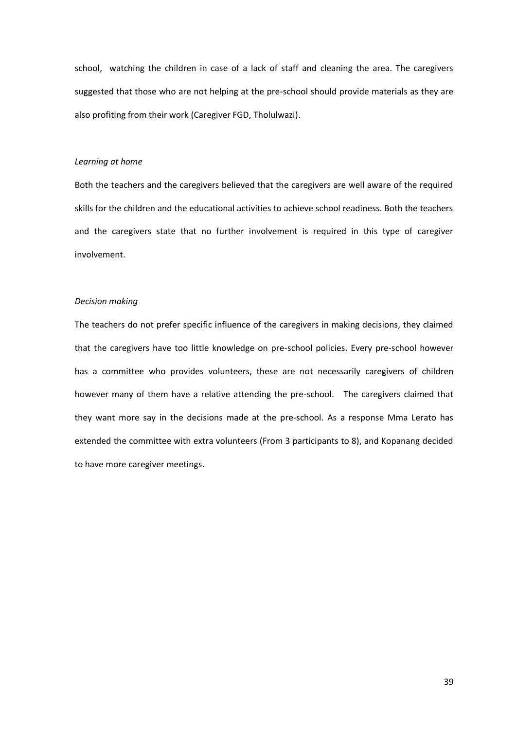school, watching the children in case of a lack of staff and cleaning the area. The caregivers suggested that those who are not helping at the pre-school should provide materials as they are also profiting from their work (Caregiver FGD, Tholulwazi).

*Learning at home*

Both the teachers and the caregivers believed that the caregivers are well aware of the required skills for the children and the educational activities to achieve school readiness. Both the teachers and the caregivers state that no further involvement is required in this type of caregiver involvement.

*Decision making*

The teachers do not prefer specific influence of the caregivers in making decisions, they claimed that the caregivers have too little knowledge on pre-school policies. Every pre-school however has a committee who provides volunteers, these are not necessarily caregivers of children however many of them have a relative attending the pre-school. The caregivers claimed that they want more say in the decisions made at the pre-school. As a response Mma Lerato has extended the committee with extra volunteers (From 3 participants to 8), and Kopanang decided to have more caregiver meetings.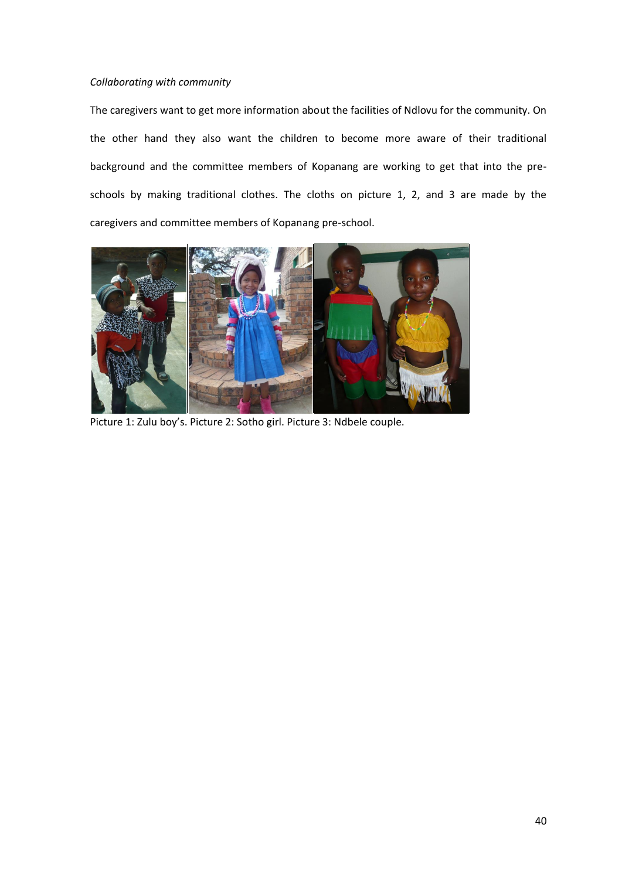*Collaborating with community*

The caregivers want to get more information about the facilities of Ndlovu for the community. On the other hand they also want the children to become more aware of their traditional background and the committee members of Kopanang are working to get that into the pre-schools by making traditional clothes. The cloths on picture 1, 2, and 3 are made by the caregivers and committee members of Kopanang pre-school.

Picture 1: Zulu boy's. Picture 2: Sotho girl. Picture 3: Ndbele couple.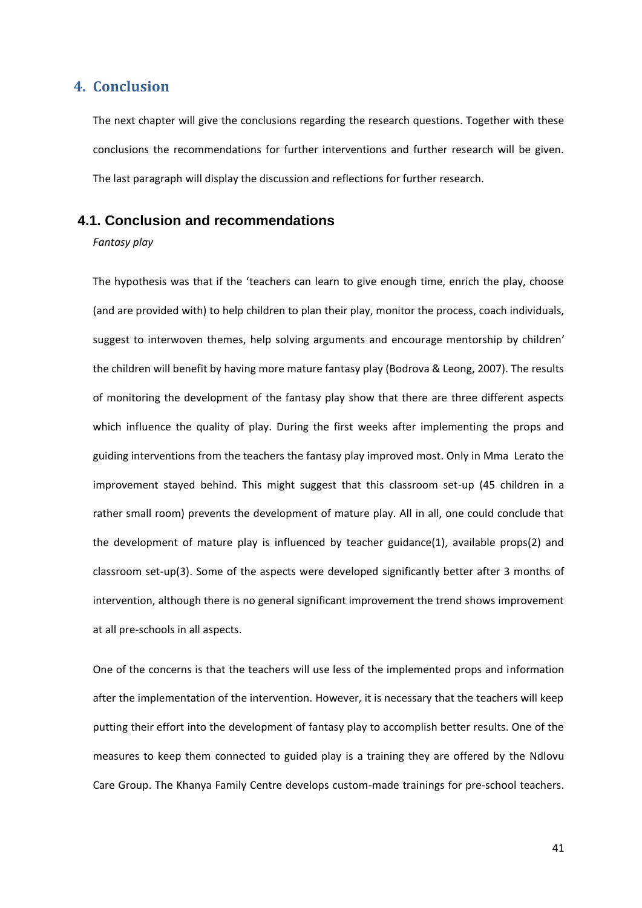# 4. Conclusion

The next chapter will give the conclusions regarding the research questions. Together with these conclusions the recommendations for further interventions and further research will be given. The last paragraph will display the discussion and reflections for further research.

## 4.1. Conclusion and recommendations

*Fantasy play*

The hypothesis was that if the 'teachers can learn to give enough time, enrich the play, choose (and are provided with) to help children to plan their play, monitor the process, coach individuals, suggest to interwoven themes, help solving arguments and encourage mentorship by children' the children will benefit by having more mature fantasy play (Bodrova & Leong, 2007). The results of monitoring the development of the fantasy play show that there are three different aspects which influence the quality of play. During the first weeks after implementing the props and guiding interventions from the teachers the fantasy play improved most. Only in Mma Lerato the improvement stayed behind. This might suggest that this classroom set-up (45 children in a rather small room) prevents the development of mature play. All in all, one could conclude that the development of mature play is influenced by teacher guidance(1), available props(2) and classroom set-up(3). Some of the aspects were developed significantly better after 3 months of intervention, although there is no general significant improvement the trend shows improvement at all pre-schools in all aspects.

One of the concerns is that the teachers will use less of the implemented props and information after the implementation of the intervention. However, it is necessary that the teachers will keep putting their effort into the development of fantasy play to accomplish better results. One of the measures to keep them connected to guided play is a training they are offered by the Ndlovu Care Group. The Khanya Family Centre develops custom-made trainings for pre-school teachers.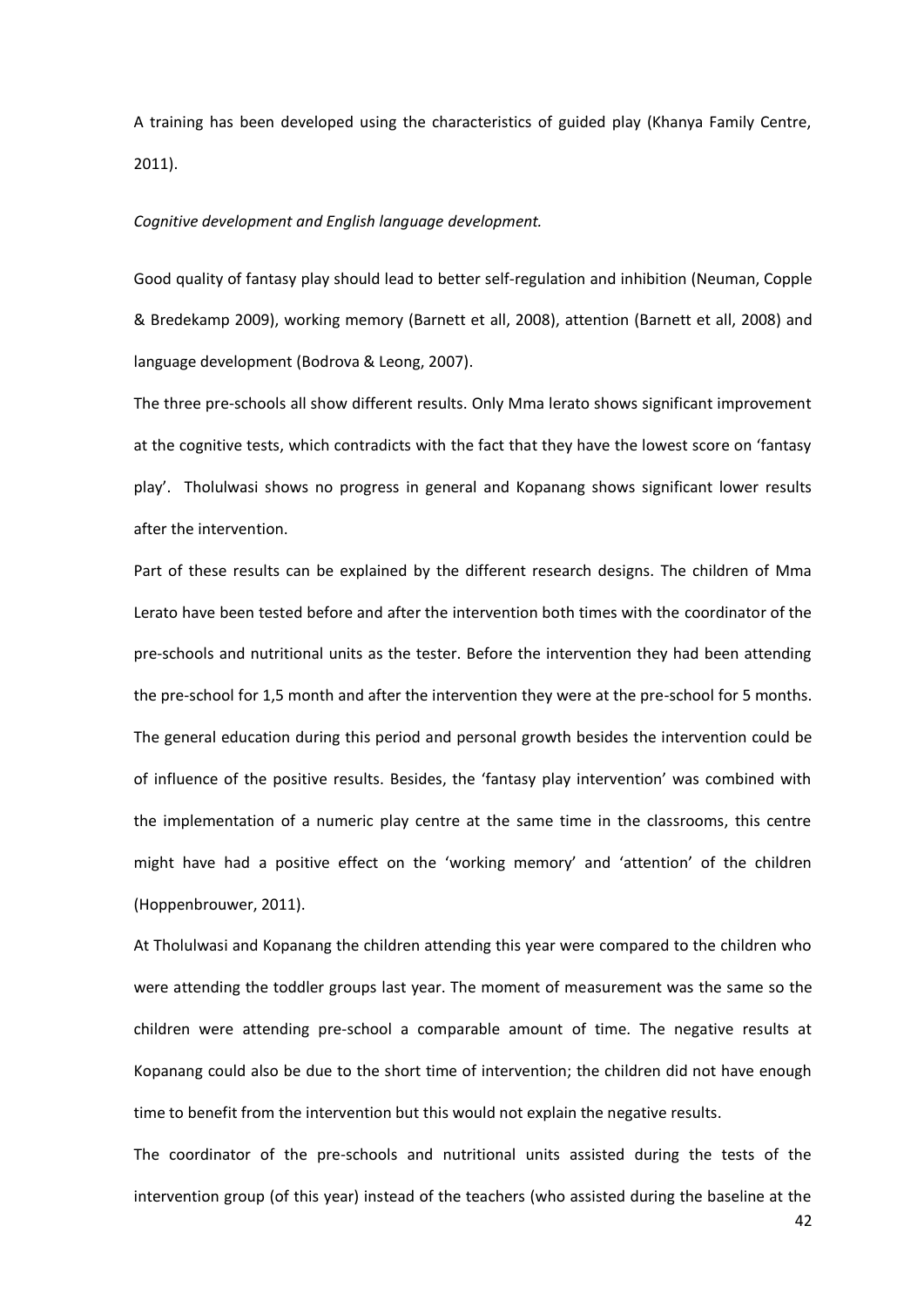A training has been developed using the characteristics of guided play (Khanya Family Centre, 2011).

*Cognitive development and English language development.*

Good quality of fantasy play should lead to better self-regulation and inhibition (Neuman, Copple & Bredekamp 2009), working memory (Barnett et all, 2008), attention (Barnett et all, 2008) and language development (Bodrova & Leong, 2007).

The three pre-schools all show different results. Only Mma lerato shows significant improvement at the cognitive tests, which contradicts with the fact that they have the lowest score on 'fantasy play'. Tholulwasi shows no progress in general and Kopanang shows significant lower results after the intervention.

Part of these results can be explained by the different research designs. The children of Mma Lerato have been tested before and after the intervention both times with the coordinator of the pre-schools and nutritional units as the tester. Before the intervention they had been attending the pre-school for 1,5 month and after the intervention they were at the pre-school for 5 months. The general education during this period and personal growth besides the intervention could be of influence of the positive results. Besides, the 'fantasy play intervention' was combined with the implementation of a numeric play centre at the same time in the classrooms, this centre might have had a positive effect on the 'working memory' and 'attention' of the children (Hoppenbrouwer, 2011).

At Tholulwasi and Kopanang the children attending this year were compared to the children who were attending the toddler groups last year. The moment of measurement was the same so the children were attending pre-school a comparable amount of time. The negative results at Kopanang could also be due to the short time of intervention; the children did not have enough time to benefit from the intervention but this would not explain the negative results.

The coordinator of the pre-schools and nutritional units assisted during the tests of the intervention group (of this year) instead of the teachers (who assisted during the baseline at the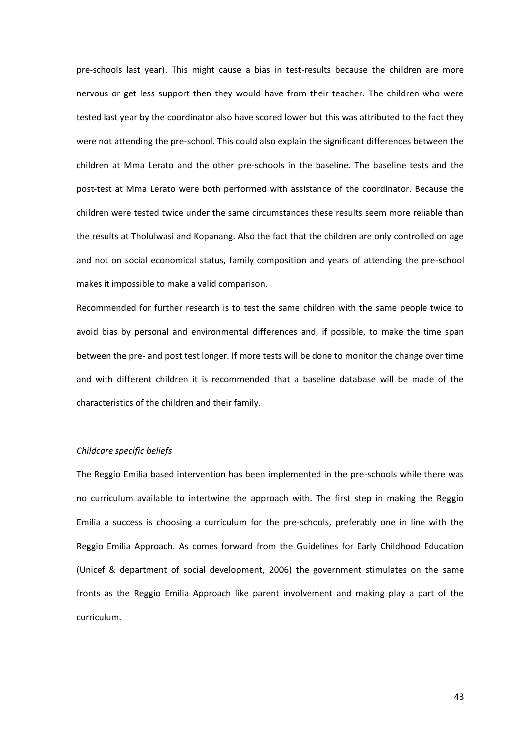pre-schools last year). This might cause a bias in test-results because the children are more nervous or get less support then they would have from their teacher. The children who were tested last year by the coordinator also have scored lower but this was attributed to the fact they were not attending the pre-school. This could also explain the significant differences between the children at Mma Lerato and the other pre-schools in the baseline. The baseline tests and the post-test at Mma Lerato were both performed with assistance of the coordinator. Because the children were tested twice under the same circumstances these results seem more reliable than the results at Tholulwasi and Kopanang. Also the fact that the children are only controlled on age and not on social economical status, family composition and years of attending the pre-school makes it impossible to make a valid comparison.

Recommended for further research is to test the same children with the same people twice to avoid bias by personal and environmental differences and, if possible, to make the time span between the pre- and post test longer. If more tests will be done to monitor the change over time and with different children it is recommended that a baseline database will be made of the characteristics of the children and their family.

*Childcare specific beliefs*

The Reggio Emilia based intervention has been implemented in the pre-schools while there was no curriculum available to intertwine the approach with. The first step in making the Reggio Emilia a success is choosing a curriculum for the pre-schools, preferably one in line with the Reggio Emilia Approach. As comes forward from the Guidelines for Early Childhood Education (Unicef & department of social development, 2006) the government stimulates on the same fronts as the Reggio Emilia Approach like parent involvement and making play a part of the curriculum.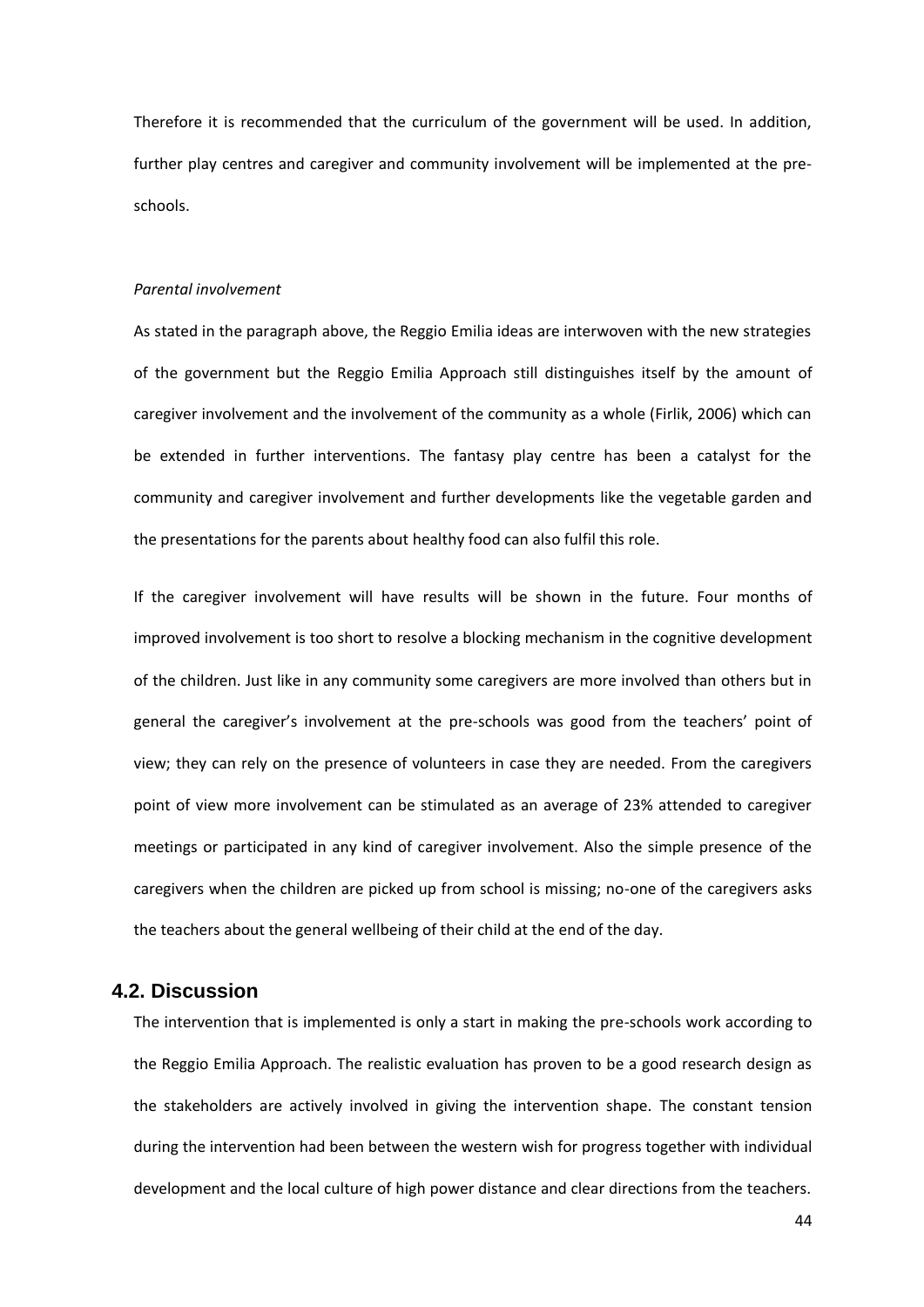Therefore it is recommended that the curriculum of the government will be used. In addition, further play centres and caregiver and community involvement will be implemented at the pre-schools.

*Parental involvement*

As stated in the paragraph above, the Reggio Emilia ideas are interwoven with the new strategies of the government but the Reggio Emilia Approach still distinguishes itself by the amount of caregiver involvement and the involvement of the community as a whole (Firlik, 2006) which can be extended in further interventions. The fantasy play centre has been a catalyst for the community and caregiver involvement and further developments like the vegetable garden and the presentations for the parents about healthy food can also fulfil this role.

If the caregiver involvement will have results will be shown in the future. Four months of improved involvement is too short to resolve a blocking mechanism in the cognitive development of the children. Just like in any community some caregivers are more involved than others but in general the caregiver's involvement at the pre-schools was good from the teachers' point of view; they can rely on the presence of volunteers in case they are needed. From the caregivers point of view more involvement can be stimulated as an average of 23% attended to caregiver meetings or participated in any kind of caregiver involvement. Also the simple presence of the caregivers when the children are picked up from school is missing; no-one of the caregivers asks the teachers about the general wellbeing of their child at the end of the day.

## 4.2. Discussion

The intervention that is implemented is only a start in making the pre-schools work according to the Reggio Emilia Approach. The realistic evaluation has proven to be a good research design as the stakeholders are actively involved in giving the intervention shape. The constant tension during the intervention had been between the western wish for progress together with individual development and the local culture of high power distance and clear directions from the teachers.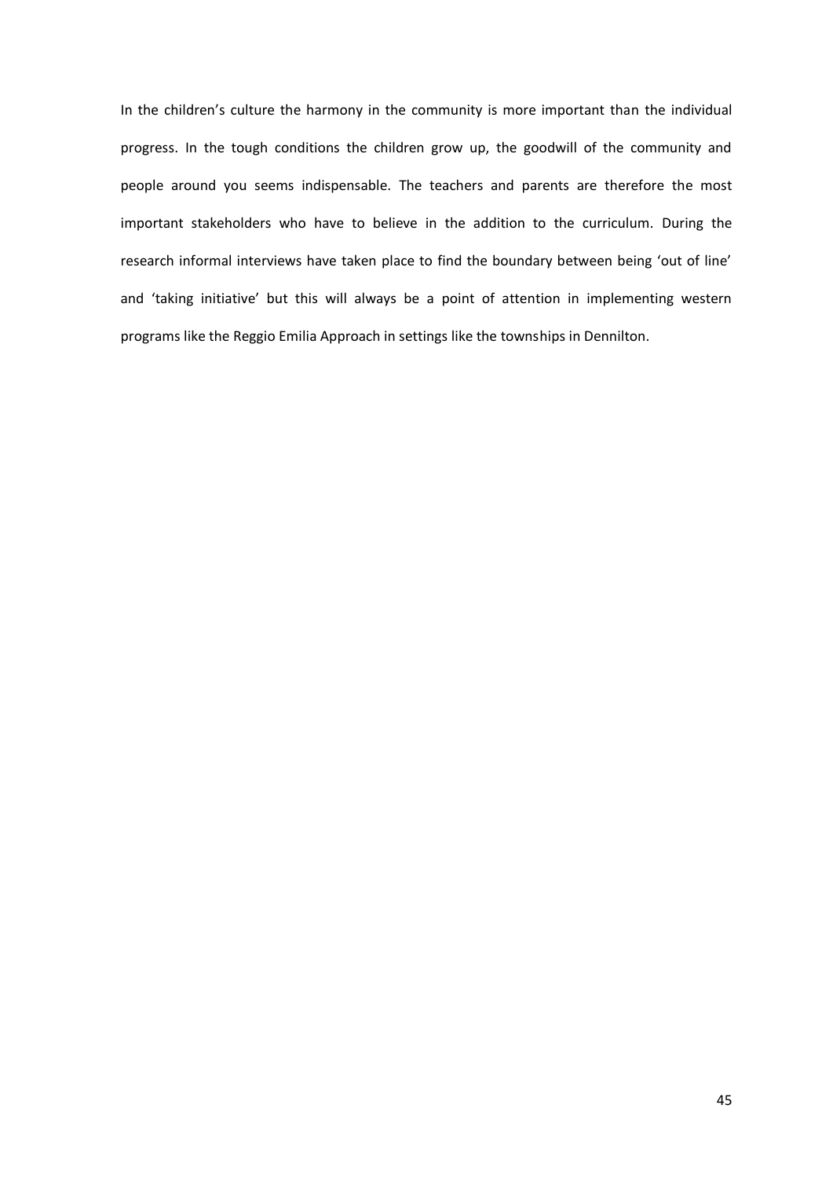In the children's culture the harmony in the community is more important than the individual progress. In the tough conditions the children grow up, the goodwill of the community and people around you seems indispensable. The teachers and parents are therefore the most important stakeholders who have to believe in the addition to the curriculum. During the research informal interviews have taken place to find the boundary between being 'out of line' and 'taking initiative' but this will always be a point of attention in implementing western programs like the Reggio Emilia Approach in settings like the townships in Dennilton.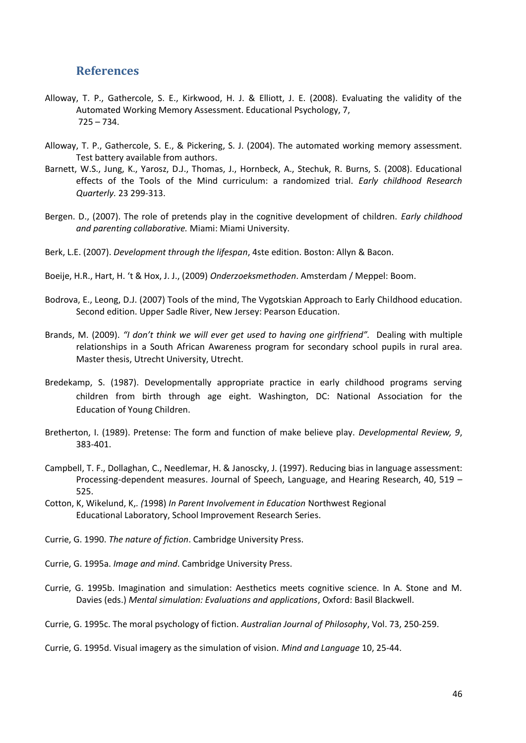## References

Alloway, T. P., Gathercole, S. E., Kirkwood, H. J. & Elliott, J. E. (2008). Evaluating the validity of the Automated Working Memory Assessment. Educational Psychology, 7, 725 – 734.

Alloway, T. P., Gathercole, S. E., & Pickering, S. J. (2004). The automated working memory assessment. Test battery available from authors.

Barnett, W.S., Jung, K., Yarosz, D.J., Thomas, J., Hornbeck, A., Stechuk, R. Burns, S. (2008). Educational effects of the Tools of the Mind curriculum: a randomized trial. *Early childhood Research Quarterly.* 23 299-313.

Bergen. D., (2007). The role of pretends play in the cognitive development of children. *Early childhood and parenting collaborative.* Miami: Miami University.

Berk, L.E. (2007). *Development through the lifespan*, 4ste edition. Boston: Allyn & Bacon.

Boeije, H.R., Hart, H. 't & Hox, J. J., (2009) *Onderzoeksmethoden*. Amsterdam / Meppel: Boom.

Bodrova, E., Leong, D.J. (2007) Tools of the mind, The Vygotskian Approach to Early Childhood education. Second edition. Upper Sadle River, New Jersey: Pearson Education.

Brands, M. (2009). *"I don't think we will ever get used to having one girlfriend".* Dealing with multiple relationships in a South African Awareness program for secondary school pupils in rural area. Master thesis, Utrecht University, Utrecht.

Bredekamp, S. (1987). Developmentally appropriate practice in early childhood programs serving children from birth through age eight. Washington, DC: National Association for the Education of Young Children.

Bretherton, I. (1989). Pretense: The form and function of make believe play. *Developmental Review, 9*, 383-401.

Campbell, T. F., Dollaghan, C., Needlemar, H. & Janoscky, J. (1997). Reducing bias in language assessment: Processing-dependent measures. Journal of Speech, Language, and Hearing Research, 40, 519 – 525.

Cotton, K, Wikelund, K,. *(*1998) *In Parent Involvement in Education* Northwest Regional Educational Laboratory, School Improvement Research Series.

Currie, G. 1990. *The nature of fiction*. Cambridge University Press.

Currie, G. 1995a. *Image and mind*. Cambridge University Press.

Currie, G. 1995b. Imagination and simulation: Aesthetics meets cognitive science. In A. Stone and M. Davies (eds.) *Mental simulation: Evaluations and applications*, Oxford: Basil Blackwell.

Currie, G. 1995c. The moral psychology of fiction. *Australian Journal of Philosophy*, Vol. 73, 250-259.

Currie, G. 1995d. Visual imagery as the simulation of vision. *Mind and Language* 10, 25-44.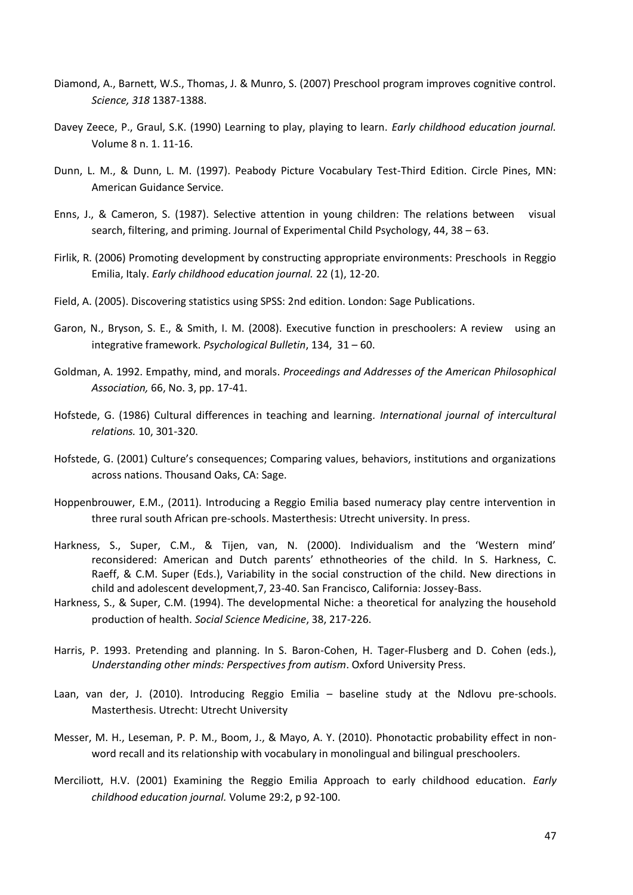Diamond, A., Barnett, W.S., Thomas, J. & Munro, S. (2007) Preschool program improves cognitive control. *Science, 318* 1387-1388.

Davey Zeece, P., Graul, S.K. (1990) Learning to play, playing to learn. *Early childhood education journal*. Volume 8 n. 1. 11-16.

Dunn, L. M., & Dunn, L. M. (1997). Peabody Picture Vocabulary Test-Third Edition. Circle Pines, MN: American Guidance Service.

Enns, J., & Cameron, S. (1987). Selective attention in young children: The relations between visual search, filtering, and priming. Journal of Experimental Child Psychology, 44, 38 – 63.

Firlik, R. (2006) Promoting development by constructing appropriate environments: Preschools in Reggio Emilia, Italy. *Early childhood education journal.* 22 (1), 12-20.

Field, A. (2005). Discovering statistics using SPSS: 2nd edition. London: Sage Publications.

Garon, N., Bryson, S. E., & Smith, I. M. (2008). Executive function in preschoolers: A review using an integrative framework. *Psychological Bulletin*, 134, 31 – 60.

Goldman, A. 1992. Empathy, mind, and morals. *Proceedings and Addresses of the American Philosophical Association,* 66, No. 3, pp. 17-41.

Hofstede, G. (1986) Cultural differences in teaching and learning. *International journal of intercultural relations.* 10, 301-320.

Hofstede, G. (2001) Culture's consequences; Comparing values, behaviors, institutions and organizations across nations. Thousand Oaks, CA: Sage.

Hoppenbrouwer, E.M., (2011). Introducing a Reggio Emilia based numeracy play centre intervention in three rural south African pre-schools. Masterthesis: Utrecht university. In press.

Harkness, S., Super, C.M., & Tijen, van, N. (2000). Individualism and the 'Western mind' reconsidered: American and Dutch parents' ethnotheories of the child. In S. Harkness, C. Raeff, & C.M. Super (Eds.), Variability in the social construction of the child. New directions in child and adolescent development,7, 23-40. San Francisco, California: Jossey-Bass.

Harkness, S., & Super, C.M. (1994). The developmental Niche: a theoretical for analyzing the household production of health. *Social Science Medicine*, 38, 217-226.

Harris, P. 1993. Pretending and planning. In S. Baron-Cohen, H. Tager-Flusberg and D. Cohen (eds.), *Understanding other minds: Perspectives from autism*. Oxford University Press.

Laan, van der, J. (2010). Introducing Reggio Emilia – baseline study at the Ndlovu pre-schools. Masterthesis. Utrecht: Utrecht University

Messer, M. H., Leseman, P. P. M., Boom, J., & Mayo, A. Y. (2010). Phonotactic probability effect in non-word recall and its relationship with vocabulary in monolingual and bilingual preschoolers.

Merciliott, H.V. (2001) Examining the Reggio Emilia Approach to early childhood education. *Early childhood education journal.* Volume 29:2, p 92-100.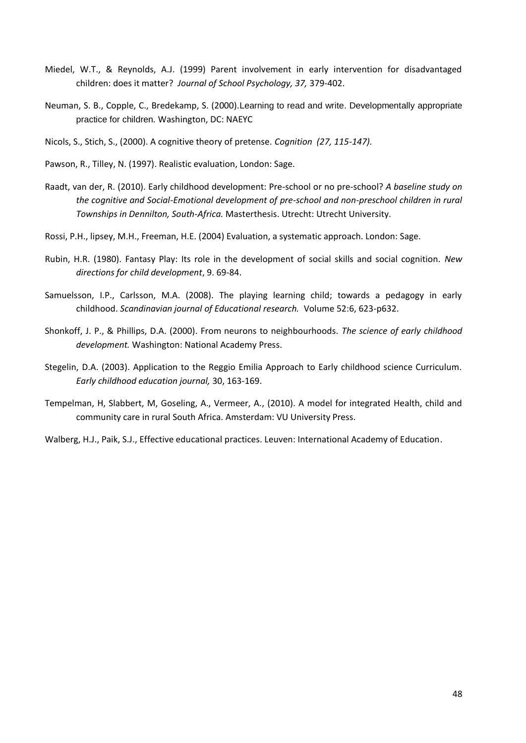Miedel, W.T., & Reynolds, A.J. (1999) Parent involvement in early intervention for disadvantaged children: does it matter? *Journal of School Psychology, 37,* 379-402.

Neuman, S. B., Copple, C., Bredekamp, S. (2000).Learning to read and write. Developmentally appropriate practice for children*.* Washington, DC: NAEYC

Nicols, S., Stich, S., (2000). A cognitive theory of pretense. *Cognition (27, 115-147).*

Pawson, R., Tilley, N. (1997). Realistic evaluation, London: Sage.

Raadt, van der, R. (2010). Early childhood development: Pre-school or no pre-school? *A baseline study on the cognitive and Social-Emotional development of pre-school and non-preschool children in rural Townships in Dennilton, South-Africa.* Masterthesis. Utrecht: Utrecht University.

Rossi, P.H., lipsey, M.H., Freeman, H.E. (2004) Evaluation, a systematic approach. London: Sage.

Rubin, H.R. (1980). Fantasy Play: Its role in the development of social skills and social cognition. *New directions for child development*, 9. 69-84.

Samuelsson, I.P., Carlsson, M.A. (2008). The playing learning child; towards a pedagogy in early childhood. *Scandinavian journal of Educational research.* Volume 52:6, 623-p632.

Shonkoff, J. P., & Phillips, D.A. (2000). From neurons to neighbourhoods. *The science of early childhood development.* Washington: National Academy Press.

Stegelin, D.A. (2003). Application to the Reggio Emilia Approach to Early childhood science Curriculum. *Early childhood education journal,* 30, 163-169.

Tempelman, H, Slabbert, M, Goseling, A., Vermeer, A., (2010). A model for integrated Health, child and community care in rural South Africa. Amsterdam: VU University Press.

Walberg, H.J., Paik, S.J., Effective educational practices. Leuven: International Academy of Education.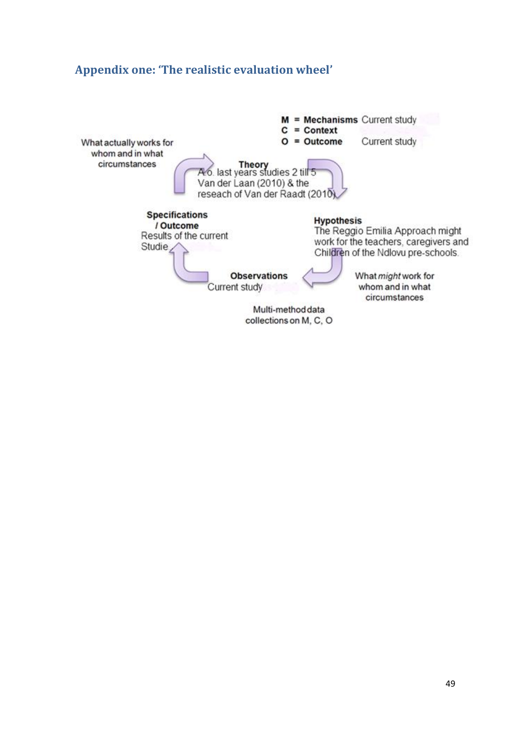## Appendix one: 'The realistic evaluation wheel'

**M** = **Mechanisms** Current study
**C** = **Context**
**O** = **Outcome** Current study

What actually works for whom and in what circumstances

**Theory**
A.o. last years studies 2 till 5
Van der Laan (2010) & the reseach of Van der Raadt (2010)

**Specifications / Outcome**
Results of the current Studie

**Hypothesis**
The Reggio Emilia Approach might work for the teachers, caregivers and Children of the Ndlovu pre-schools.

**Observations**
Current study

What *might* work for whom and in what circumstances

Multi-method data collections on M, C, O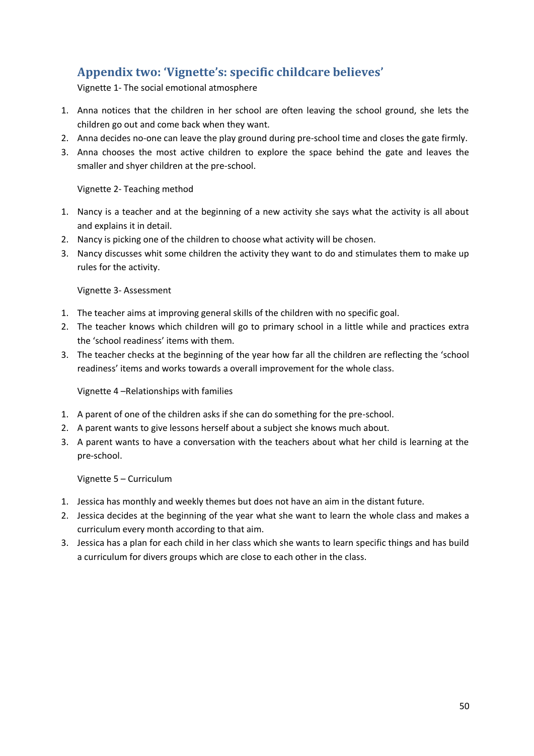## Appendix two: 'Vignette's: specific childcare believes'

Vignette 1- The social emotional atmosphere

1. Anna notices that the children in her school are often leaving the school ground, she lets the children go out and come back when they want.
2. Anna decides no-one can leave the play ground during pre-school time and closes the gate firmly.
3. Anna chooses the most active children to explore the space behind the gate and leaves the smaller and shyer children at the pre-school.

Vignette 2- Teaching method

1. Nancy is a teacher and at the beginning of a new activity she says what the activity is all about and explains it in detail.
2. Nancy is picking one of the children to choose what activity will be chosen.
3. Nancy discusses whit some children the activity they want to do and stimulates them to make up rules for the activity.

Vignette 3- Assessment

1. The teacher aims at improving general skills of the children with no specific goal.
2. The teacher knows which children will go to primary school in a little while and practices extra the 'school readiness' items with them.
3. The teacher checks at the beginning of the year how far all the children are reflecting the 'school readiness' items and works towards a overall improvement for the whole class.

Vignette 4 –Relationships with families

1. A parent of one of the children asks if she can do something for the pre-school.
2. A parent wants to give lessons herself about a subject she knows much about.
3. A parent wants to have a conversation with the teachers about what her child is learning at the pre-school.

Vignette 5 – Curriculum

1. Jessica has monthly and weekly themes but does not have an aim in the distant future.
2. Jessica decides at the beginning of the year what she want to learn the whole class and makes a curriculum every month according to that aim.
3. Jessica has a plan for each child in her class which she wants to learn specific things and has build a curriculum for divers groups which are close to each other in the class.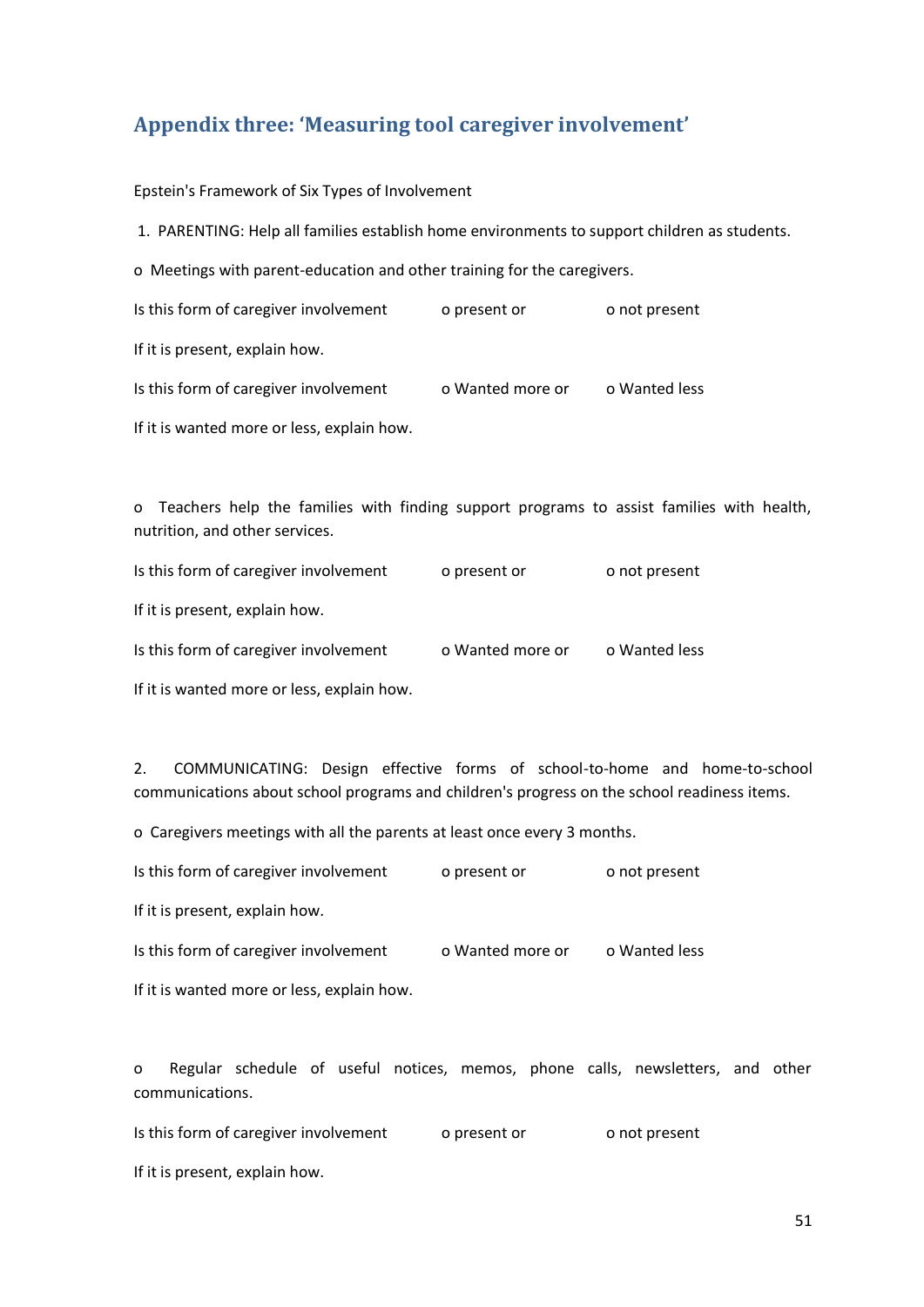## Appendix three: 'Measuring tool caregiver involvement'

Epstein's Framework of Six Types of Involvement

1. PARENTING: Help all families establish home environments to support children as students.

o Meetings with parent-education and other training for the caregivers.

Is this form of caregiver involvement o present or o not present

If it is present, explain how.

Is this form of caregiver involvement o Wanted more or o Wanted less

If it is wanted more or less, explain how.

o Teachers help the families with finding support programs to assist families with health, nutrition, and other services.

Is this form of caregiver involvement o present or o not present

If it is present, explain how.

Is this form of caregiver involvement o Wanted more or o Wanted less

If it is wanted more or less, explain how.

2. COMMUNICATING: Design effective forms of school-to-home and home-to-school communications about school programs and children's progress on the school readiness items.

o Caregivers meetings with all the parents at least once every 3 months.

Is this form of caregiver involvement o present or o not present

If it is present, explain how.

Is this form of caregiver involvement o Wanted more or o Wanted less

If it is wanted more or less, explain how.

o Regular schedule of useful notices, memos, phone calls, newsletters, and other communications.

Is this form of caregiver involvement o present or o not present

If it is present, explain how.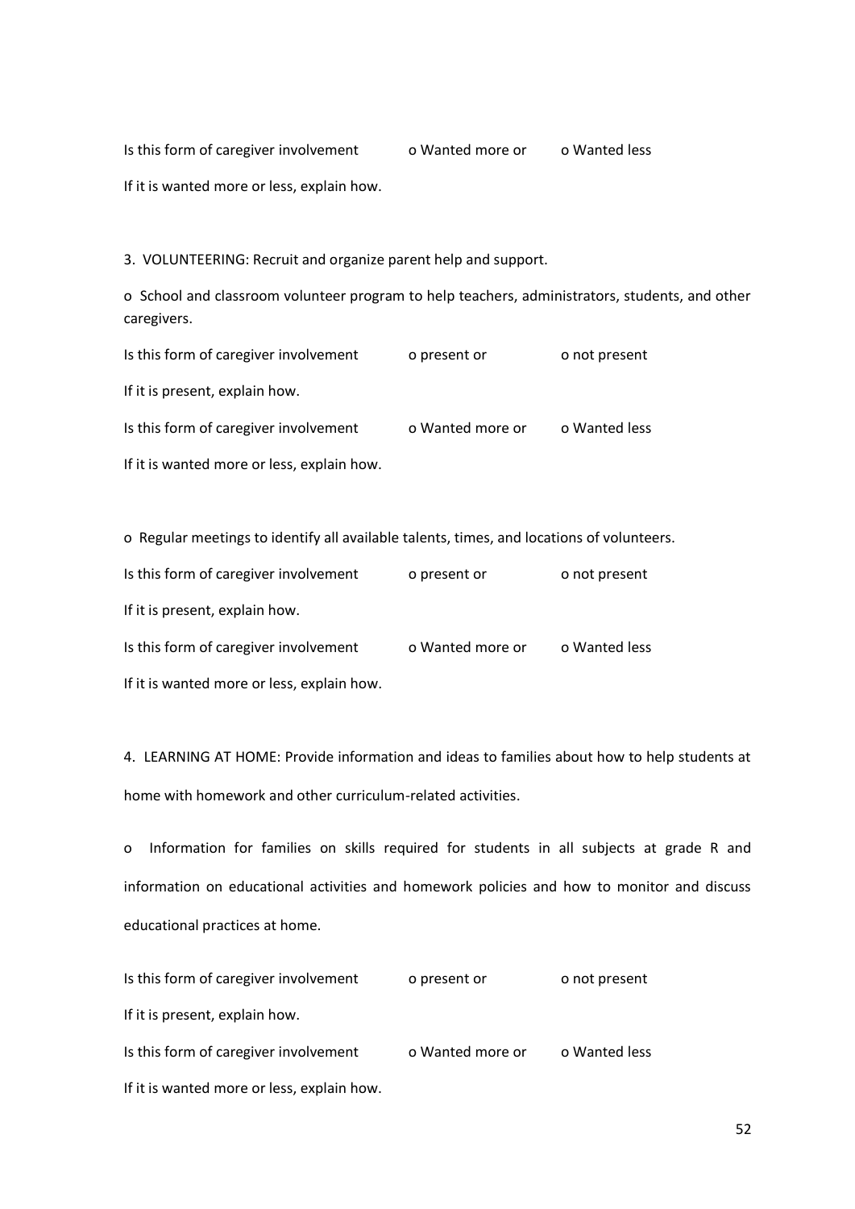Is this form of caregiver involvement o Wanted more or o Wanted less

If it is wanted more or less, explain how.

3. VOLUNTEERING: Recruit and organize parent help and support.

o School and classroom volunteer program to help teachers, administrators, students, and other caregivers.

Is this form of caregiver involvement o present or o not present

If it is present, explain how.

Is this form of caregiver involvement o Wanted more or o Wanted less

If it is wanted more or less, explain how.

o Regular meetings to identify all available talents, times, and locations of volunteers.

Is this form of caregiver involvement o present or o not present

If it is present, explain how.

Is this form of caregiver involvement o Wanted more or o Wanted less

If it is wanted more or less, explain how.

4. LEARNING AT HOME: Provide information and ideas to families about how to help students at home with homework and other curriculum-related activities.

o Information for families on skills required for students in all subjects at grade R and information on educational activities and homework policies and how to monitor and discuss educational practices at home.

Is this form of caregiver involvement o present or o not present

If it is present, explain how.

Is this form of caregiver involvement o Wanted more or o Wanted less

If it is wanted more or less, explain how.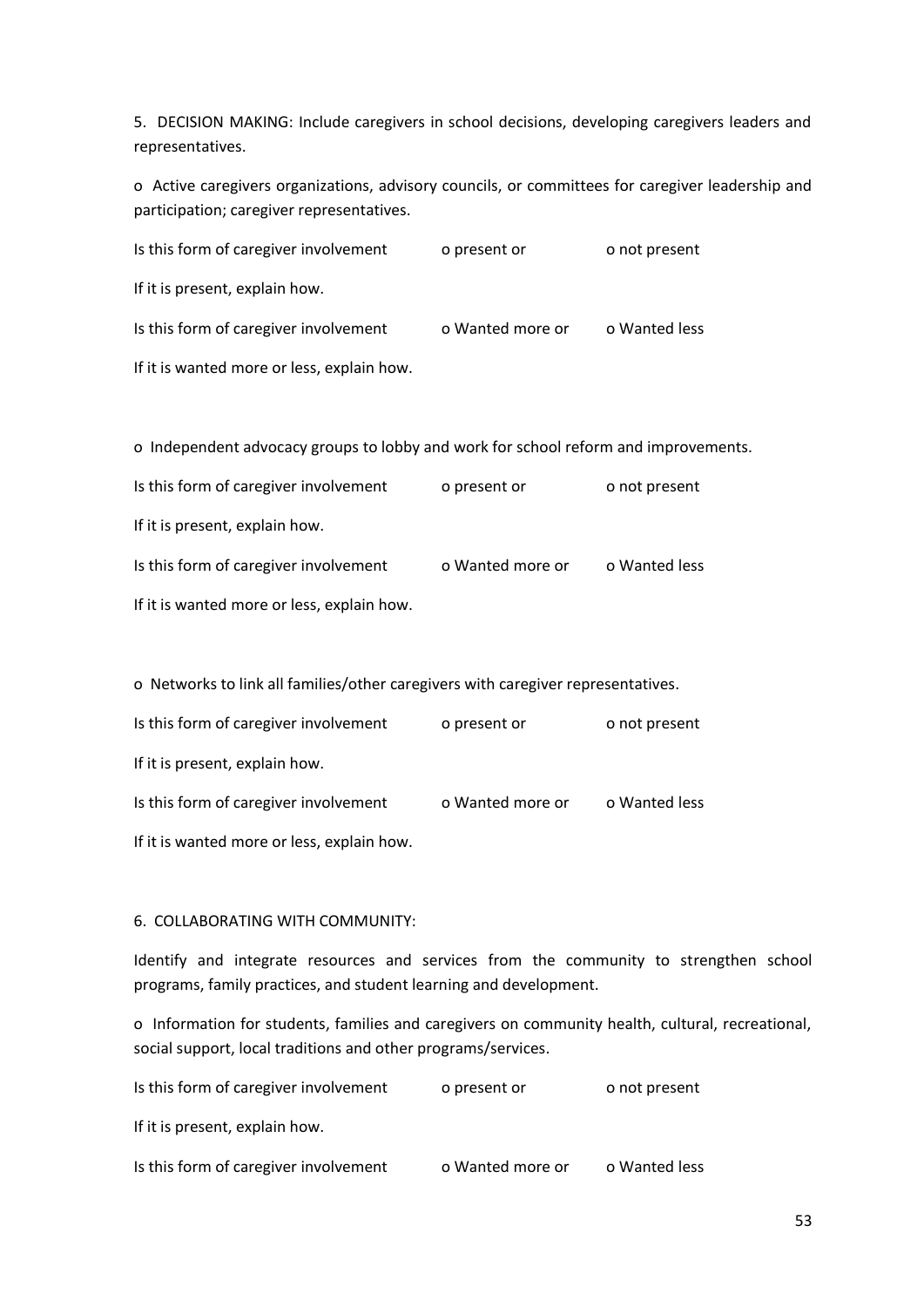5. DECISION MAKING: Include caregivers in school decisions, developing caregivers leaders and representatives.

o Active caregivers organizations, advisory councils, or committees for caregiver leadership and participation; caregiver representatives.

Is this form of caregiver involvement o present or o not present

If it is present, explain how.

Is this form of caregiver involvement o Wanted more or o Wanted less

If it is wanted more or less, explain how.

o Independent advocacy groups to lobby and work for school reform and improvements.

Is this form of caregiver involvement o present or o not present

If it is present, explain how.

Is this form of caregiver involvement o Wanted more or o Wanted less

If it is wanted more or less, explain how.

o Networks to link all families/other caregivers with caregiver representatives.

Is this form of caregiver involvement o present or o not present

If it is present, explain how.

Is this form of caregiver involvement o Wanted more or o Wanted less

If it is wanted more or less, explain how.

6. COLLABORATING WITH COMMUNITY:

Identify and integrate resources and services from the community to strengthen school programs, family practices, and student learning and development.

o Information for students, families and caregivers on community health, cultural, recreational, social support, local traditions and other programs/services.

Is this form of caregiver involvement o present or o not present

If it is present, explain how.

Is this form of caregiver involvement o Wanted more or o Wanted less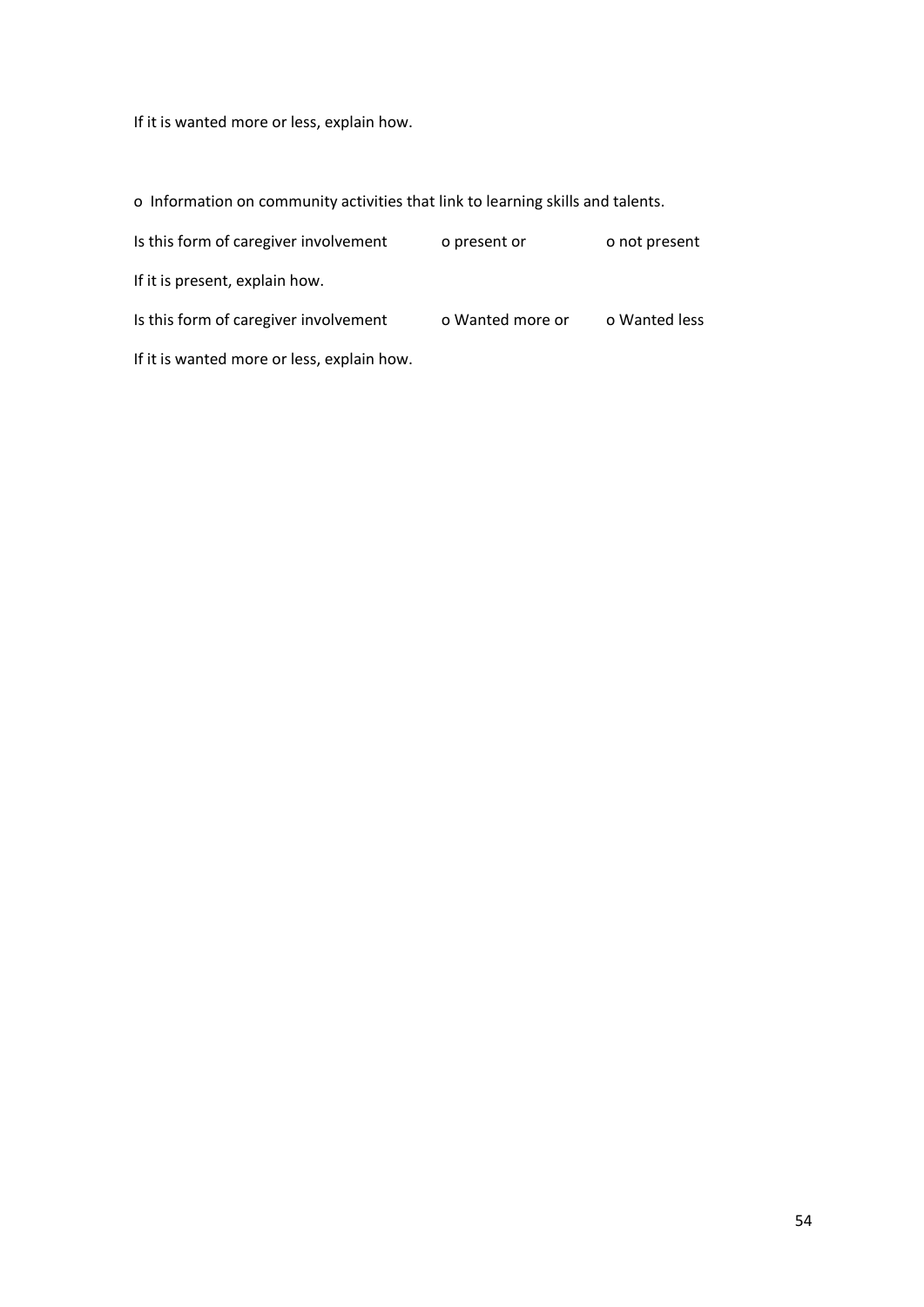If it is wanted more or less, explain how.

o Information on community activities that link to learning skills and talents.

Is this form of caregiver involvement    o present or    o not present

If it is present, explain how.

Is this form of caregiver involvement    o Wanted more or    o Wanted less

If it is wanted more or less, explain how.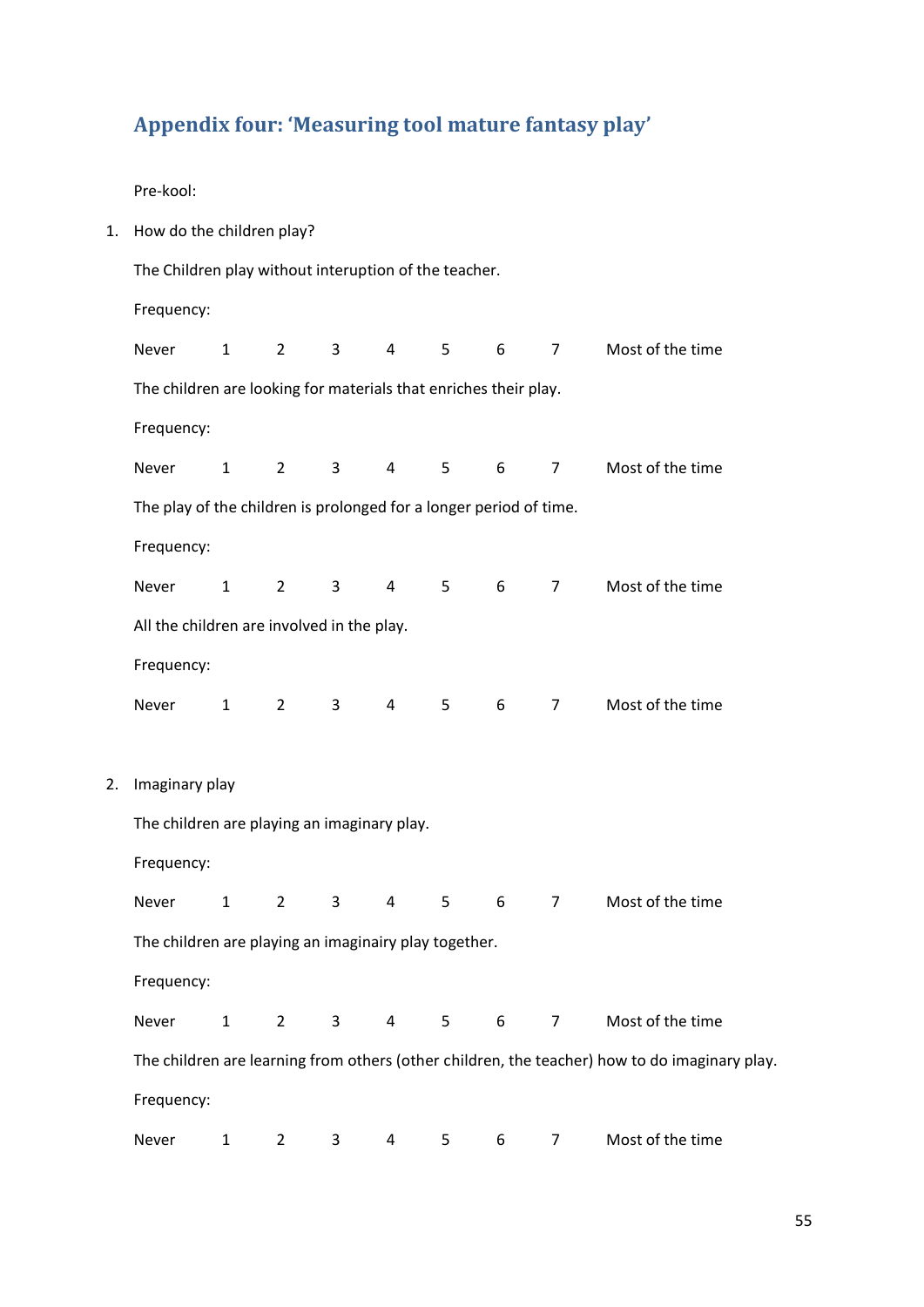## Appendix four: 'Measuring tool mature fantasy play'

Pre-kool:

1. How do the children play?

   The Children play without interuption of the teacher.

   Frequency:

   Never 1 2 3 4 5 6 7 Most of the time

   The children are looking for materials that enriches their play.

   Frequency:

   Never 1 2 3 4 5 6 7 Most of the time

   The play of the children is prolonged for a longer period of time.

   Frequency:

   Never 1 2 3 4 5 6 7 Most of the time

   All the children are involved in the play.

   Frequency:

   Never 1 2 3 4 5 6 7 Most of the time

2. Imaginary play

   The children are playing an imaginary play.

   Frequency:

   Never 1 2 3 4 5 6 7 Most of the time

   The children are playing an imaginairy play together.

   Frequency:

   Never 1 2 3 4 5 6 7 Most of the time

   The children are learning from others (other children, the teacher) how to do imaginary play.

   Frequency:

   Never 1 2 3 4 5 6 7 Most of the time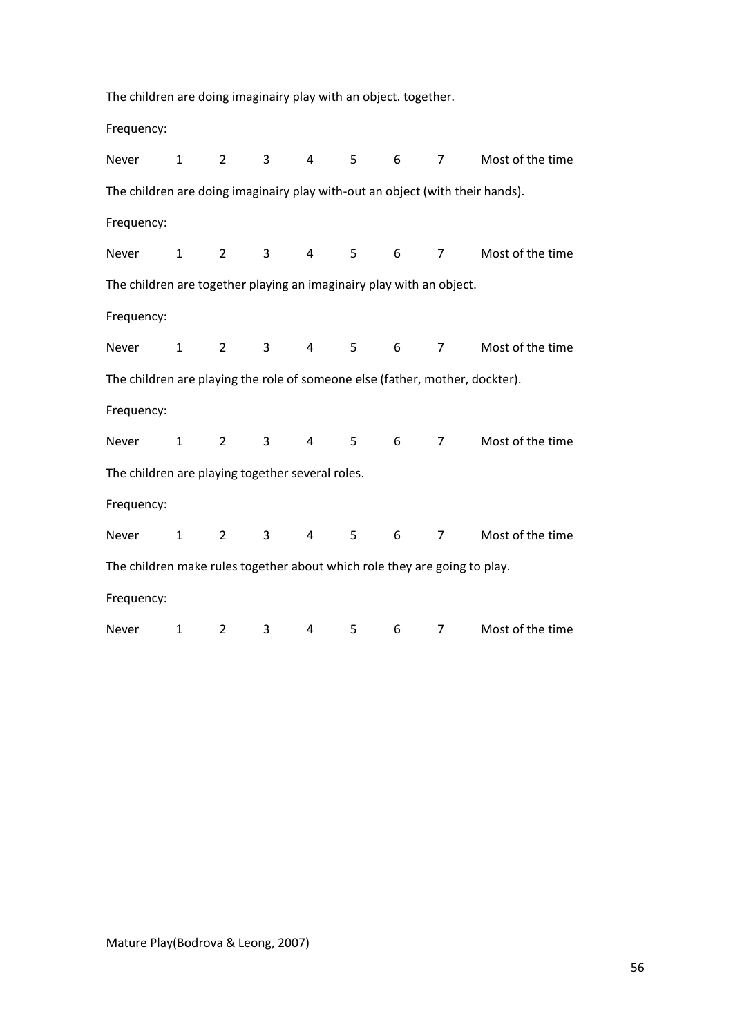The children are doing imaginairy play with an object. together.

Frequency:

Never 1 2 3 4 5 6 7 Most of the time

The children are doing imaginairy play with-out an object (with their hands).

Frequency:

Never 1 2 3 4 5 6 7 Most of the time

The children are together playing an imaginairy play with an object.

Frequency:

Never 1 2 3 4 5 6 7 Most of the time

The children are playing the role of someone else (father, mother, dockter).

Frequency:

Never 1 2 3 4 5 6 7 Most of the time

The children are playing together several roles.

Frequency:

Never 1 2 3 4 5 6 7 Most of the time

The children make rules together about which role they are going to play.

Frequency:

Never 1 2 3 4 5 6 7 Most of the time

Mature Play(Bodrova & Leong, 2007)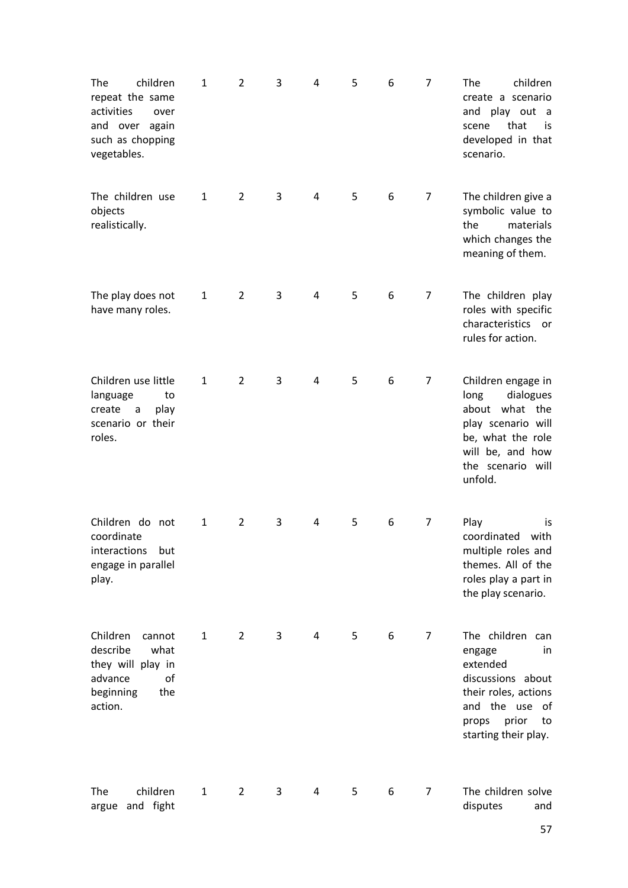| | | | | | | | | |
|---|---|---|---|---|---|---|---|---|
| The children repeat the same activities over and over again such as chopping vegetables. | 1 | 2 | 3 | 4 | 5 | 6 | 7 | The children create a scenario and play out a scene that is developed in that scenario. |
| The children use objects realistically. | 1 | 2 | 3 | 4 | 5 | 6 | 7 | The children give a symbolic value to the materials which changes the meaning of them. |
| The play does not have many roles. | 1 | 2 | 3 | 4 | 5 | 6 | 7 | The children play roles with specific characteristics or rules for action. |
| Children use little language to create a play scenario or their roles. | 1 | 2 | 3 | 4 | 5 | 6 | 7 | Children engage in long dialogues about what the play scenario will be, what the role will be, and how the scenario will unfold. |
| Children do not coordinate interactions but engage in parallel play. | 1 | 2 | 3 | 4 | 5 | 6 | 7 | Play is coordinated with multiple roles and themes. All of the roles play a part in the play scenario. |
| Children cannot describe what they will play in advance of beginning the action. | 1 | 2 | 3 | 4 | 5 | 6 | 7 | The children can engage in extended discussions about their roles, actions and the use of props prior to starting their play. |
| The children argue and fight | 1 | 2 | 3 | 4 | 5 | 6 | 7 | The children solve disputes and |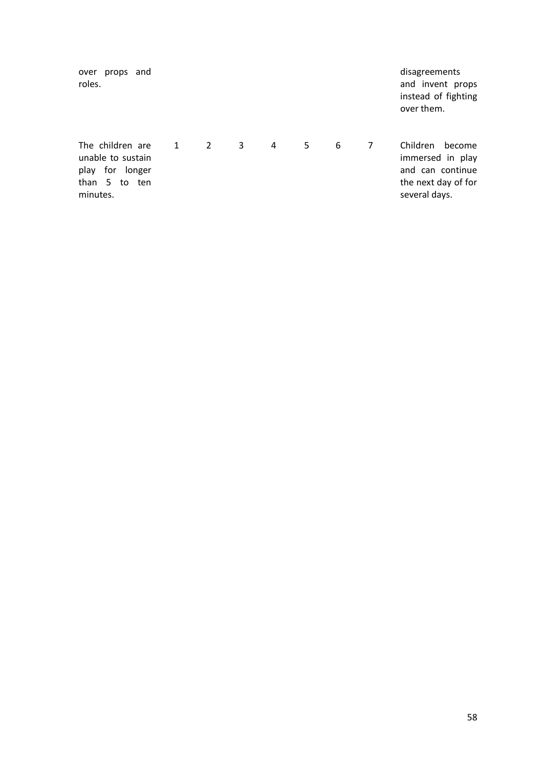| | | | | | | | | |
|---|---|---|---|---|---|---|---|---|
| over props and roles. | | | | | | | | disagreements and invent props instead of fighting over them. |
| The children are unable to sustain play for longer than 5 to ten minutes. | 1 | 2 | 3 | 4 | 5 | 6 | 7 | Children become immersed in play and can continue the next day of for several days. |